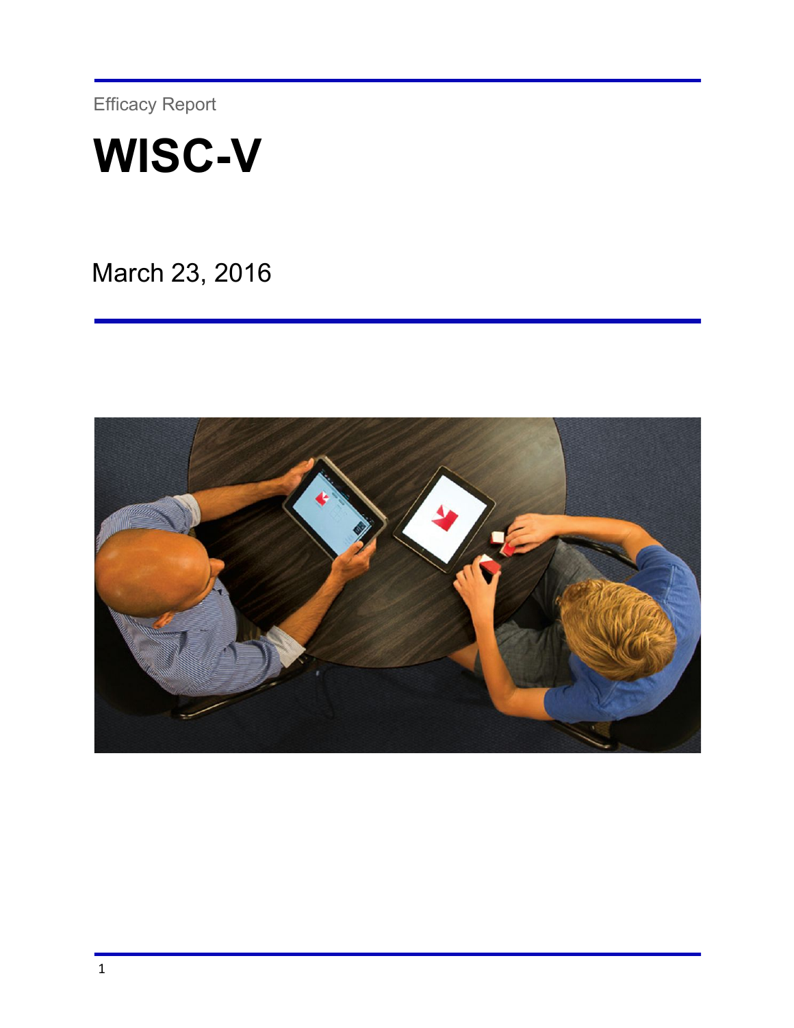Efficacy Report

# WISC-V

March 23, 2016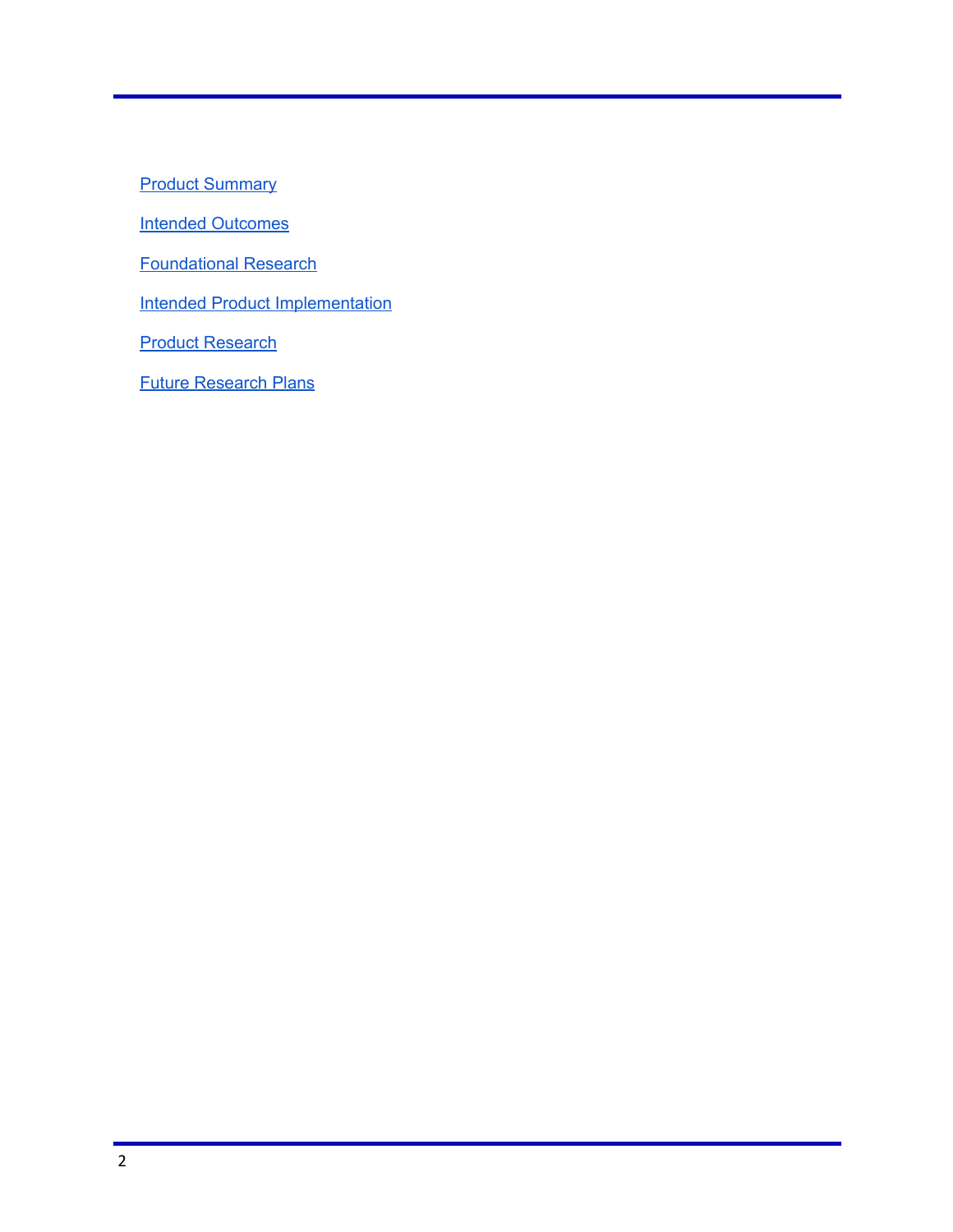[Product Summary]

[Intended Outcomes]

[Foundational Research]

[Intended Product Implementation]

[Product Research]

[Future Research Plans]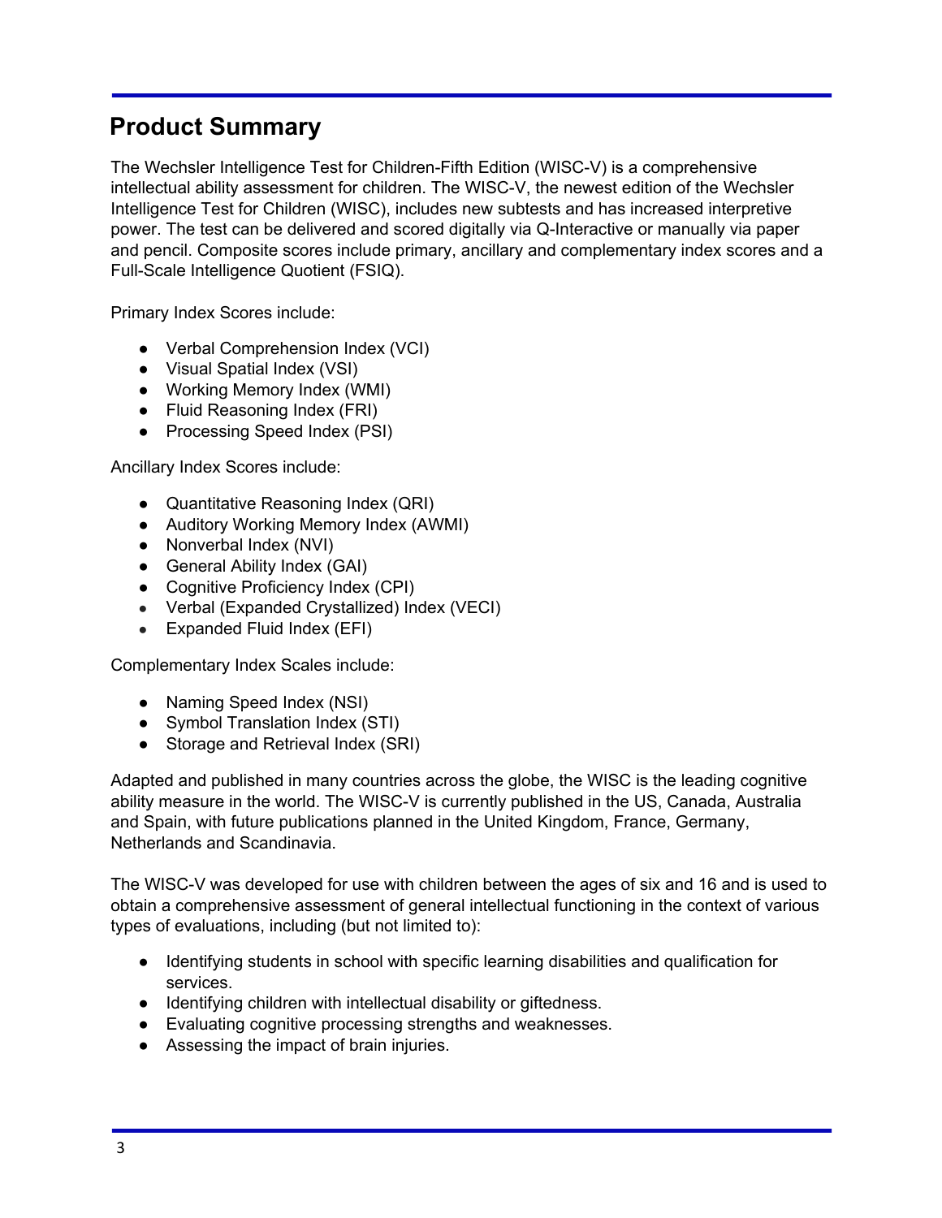## Product Summary

The Wechsler Intelligence Test for Children-Fifth Edition (WISC-V) is a comprehensive intellectual ability assessment for children. The WISC-V, the newest edition of the Wechsler Intelligence Test for Children (WISC), includes new subtests and has increased interpretive power. The test can be delivered and scored digitally via Q-Interactive or manually via paper and pencil. Composite scores include primary, ancillary and complementary index scores and a Full-Scale Intelligence Quotient (FSIQ).

Primary Index Scores include:

- Verbal Comprehension Index (VCI)
- Visual Spatial Index (VSI)
- Working Memory Index (WMI)
- Fluid Reasoning Index (FRI)
- Processing Speed Index (PSI)

Ancillary Index Scores include:

- Quantitative Reasoning Index (QRI)
- Auditory Working Memory Index (AWMI)
- Nonverbal Index (NVI)
- General Ability Index (GAI)
- Cognitive Proficiency Index (CPI)
- Verbal (Expanded Crystallized) Index (VECI)
- Expanded Fluid Index (EFI)

Complementary Index Scales include:

- Naming Speed Index (NSI)
- Symbol Translation Index (STI)
- Storage and Retrieval Index (SRI)

Adapted and published in many countries across the globe, the WISC is the leading cognitive ability measure in the world. The WISC-V is currently published in the US, Canada, Australia and Spain, with future publications planned in the United Kingdom, France, Germany, Netherlands and Scandinavia.

The WISC-V was developed for use with children between the ages of six and 16 and is used to obtain a comprehensive assessment of general intellectual functioning in the context of various types of evaluations, including (but not limited to):

- Identifying students in school with specific learning disabilities and qualification for services.
- Identifying children with intellectual disability or giftedness.
- Evaluating cognitive processing strengths and weaknesses.
- Assessing the impact of brain injuries.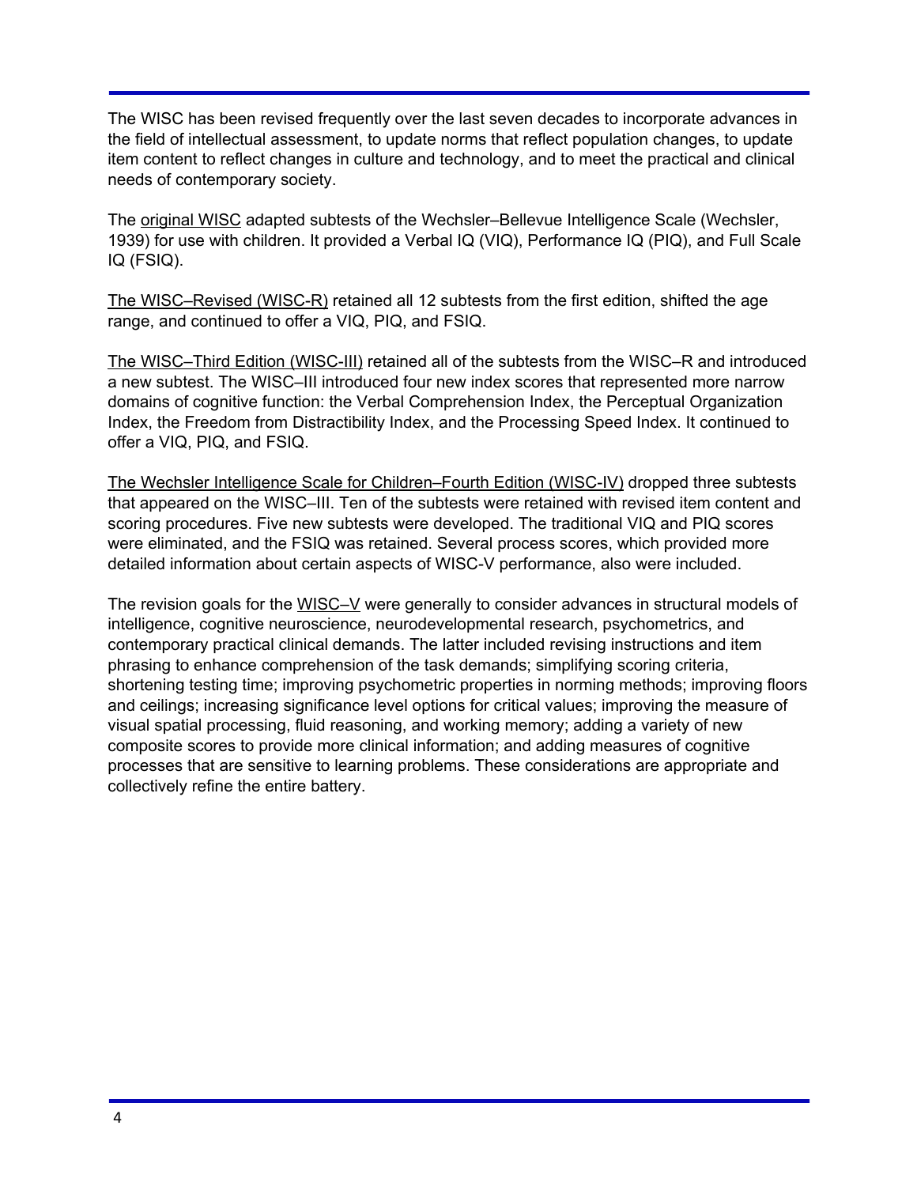The WISC has been revised frequently over the last seven decades to incorporate advances in the field of intellectual assessment, to update norms that reflect population changes, to update item content to reflect changes in culture and technology, and to meet the practical and clinical needs of contemporary society.

The original WISC adapted subtests of the Wechsler–Bellevue Intelligence Scale (Wechsler, 1939) for use with children. It provided a Verbal IQ (VIQ), Performance IQ (PIQ), and Full Scale IQ (FSIQ).

The WISC–Revised (WISC-R) retained all 12 subtests from the first edition, shifted the age range, and continued to offer a VIQ, PIQ, and FSIQ.

The WISC–Third Edition (WISC-III) retained all of the subtests from the WISC–R and introduced a new subtest. The WISC–III introduced four new index scores that represented more narrow domains of cognitive function: the Verbal Comprehension Index, the Perceptual Organization Index, the Freedom from Distractibility Index, and the Processing Speed Index. It continued to offer a VIQ, PIQ, and FSIQ.

The Wechsler Intelligence Scale for Children–Fourth Edition (WISC-IV) dropped three subtests that appeared on the WISC–III. Ten of the subtests were retained with revised item content and scoring procedures. Five new subtests were developed. The traditional VIQ and PIQ scores were eliminated, and the FSIQ was retained. Several process scores, which provided more detailed information about certain aspects of WISC-V performance, also were included.

The revision goals for the WISC–V were generally to consider advances in structural models of intelligence, cognitive neuroscience, neurodevelopmental research, psychometrics, and contemporary practical clinical demands. The latter included revising instructions and item phrasing to enhance comprehension of the task demands; simplifying scoring criteria, shortening testing time; improving psychometric properties in norming methods; improving floors and ceilings; increasing significance level options for critical values; improving the measure of visual spatial processing, fluid reasoning, and working memory; adding a variety of new composite scores to provide more clinical information; and adding measures of cognitive processes that are sensitive to learning problems. These considerations are appropriate and collectively refine the entire battery.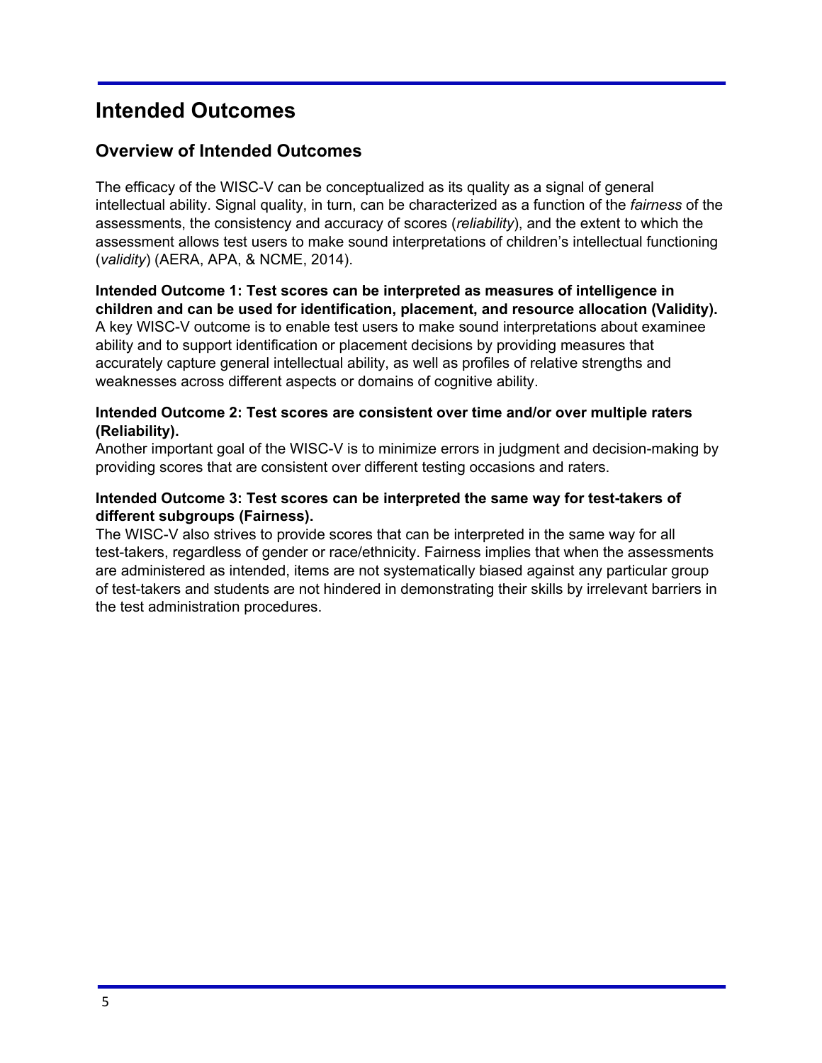# Intended Outcomes

## Overview of Intended Outcomes

The efficacy of the WISC-V can be conceptualized as its quality as a signal of general intellectual ability. Signal quality, in turn, can be characterized as a function of the *fairness* of the assessments, the consistency and accuracy of scores (*reliability*), and the extent to which the assessment allows test users to make sound interpretations of children's intellectual functioning (*validity*) (AERA, APA, & NCME, 2014).

**Intended Outcome 1: Test scores can be interpreted as measures of intelligence in children and can be used for identification, placement, and resource allocation (Validity).**
A key WISC-V outcome is to enable test users to make sound interpretations about examinee ability and to support identification or placement decisions by providing measures that accurately capture general intellectual ability, as well as profiles of relative strengths and weaknesses across different aspects or domains of cognitive ability.

**Intended Outcome 2: Test scores are consistent over time and/or over multiple raters (Reliability).**
Another important goal of the WISC-V is to minimize errors in judgment and decision-making by providing scores that are consistent over different testing occasions and raters.

**Intended Outcome 3: Test scores can be interpreted the same way for test-takers of different subgroups (Fairness).**
The WISC-V also strives to provide scores that can be interpreted in the same way for all test-takers, regardless of gender or race/ethnicity. Fairness implies that when the assessments are administered as intended, items are not systematically biased against any particular group of test-takers and students are not hindered in demonstrating their skills by irrelevant barriers in the test administration procedures.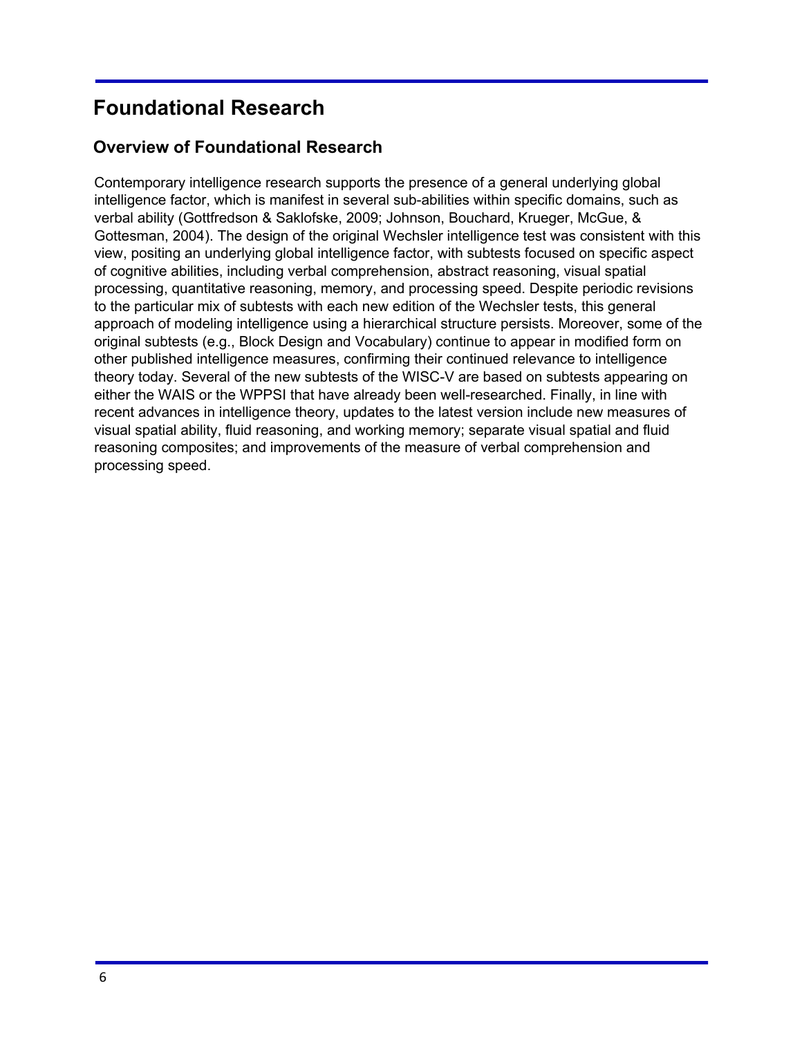# Foundational Research

## Overview of Foundational Research

Contemporary intelligence research supports the presence of a general underlying global intelligence factor, which is manifest in several sub-abilities within specific domains, such as verbal ability (Gottfredson & Saklofske, 2009; Johnson, Bouchard, Krueger, McGue, & Gottesman, 2004). The design of the original Wechsler intelligence test was consistent with this view, positing an underlying global intelligence factor, with subtests focused on specific aspect of cognitive abilities, including verbal comprehension, abstract reasoning, visual spatial processing, quantitative reasoning, memory, and processing speed. Despite periodic revisions to the particular mix of subtests with each new edition of the Wechsler tests, this general approach of modeling intelligence using a hierarchical structure persists. Moreover, some of the original subtests (e.g., Block Design and Vocabulary) continue to appear in modified form on other published intelligence measures, confirming their continued relevance to intelligence theory today. Several of the new subtests of the WISC-V are based on subtests appearing on either the WAIS or the WPPSI that have already been well-researched. Finally, in line with recent advances in intelligence theory, updates to the latest version include new measures of visual spatial ability, fluid reasoning, and working memory; separate visual spatial and fluid reasoning composites; and improvements of the measure of verbal comprehension and processing speed.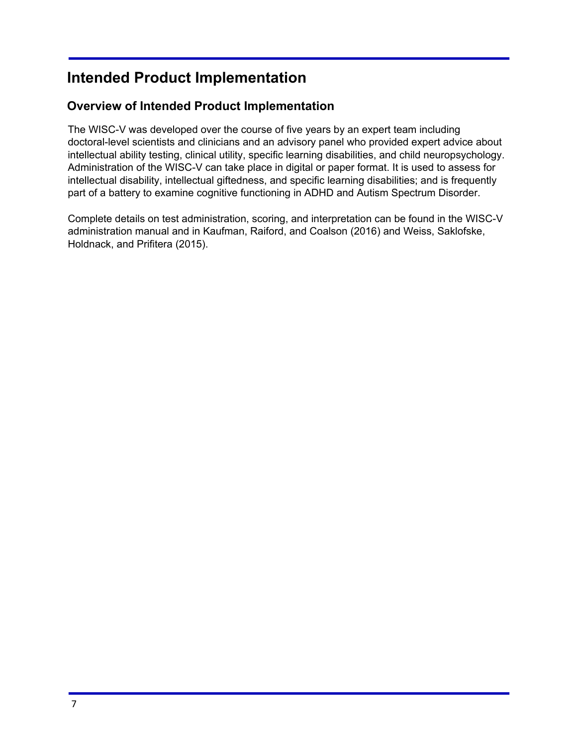# Intended Product Implementation

## Overview of Intended Product Implementation

The WISC-V was developed over the course of five years by an expert team including doctoral-level scientists and clinicians and an advisory panel who provided expert advice about intellectual ability testing, clinical utility, specific learning disabilities, and child neuropsychology. Administration of the WISC-V can take place in digital or paper format. It is used to assess for intellectual disability, intellectual giftedness, and specific learning disabilities; and is frequently part of a battery to examine cognitive functioning in ADHD and Autism Spectrum Disorder.

Complete details on test administration, scoring, and interpretation can be found in the WISC-V administration manual and in Kaufman, Raiford, and Coalson (2016) and Weiss, Saklofske, Holdnack, and Prifitera (2015).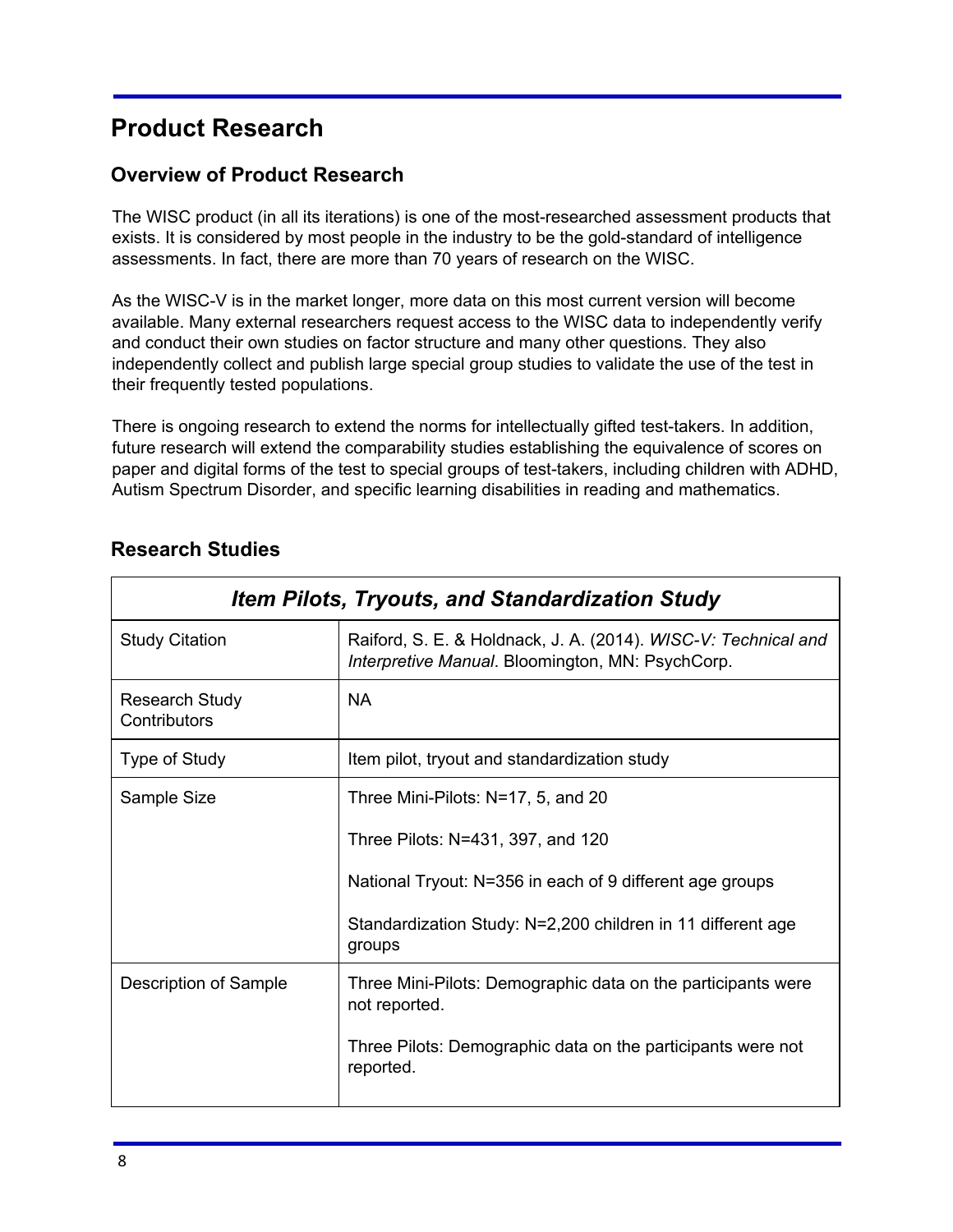# Product Research

## Overview of Product Research

The WISC product (in all its iterations) is one of the most-researched assessment products that exists. It is considered by most people in the industry to be the gold-standard of intelligence assessments. In fact, there are more than 70 years of research on the WISC.

As the WISC-V is in the market longer, more data on this most current version will become available. Many external researchers request access to the WISC data to independently verify and conduct their own studies on factor structure and many other questions. They also independently collect and publish large special group studies to validate the use of the test in their frequently tested populations.

There is ongoing research to extend the norms for intellectually gifted test-takers. In addition, future research will extend the comparability studies establishing the equivalence of scores on paper and digital forms of the test to special groups of test-takers, including children with ADHD, Autism Spectrum Disorder, and specific learning disabilities in reading and mathematics.

## Research Studies

| ***Item Pilots, Tryouts, and Standardization Study*** | |
|---|---|
| Study Citation | Raiford, S. E. & Holdnack, J. A. (2014). *WISC-V: Technical and Interpretive Manual*. Bloomington, MN: PsychCorp. |
| Research Study Contributors | NA |
| Type of Study | Item pilot, tryout and standardization study |
| Sample Size | Three Mini-Pilots: N=17, 5, and 20<br><br>Three Pilots: N=431, 397, and 120<br><br>National Tryout: N=356 in each of 9 different age groups<br><br>Standardization Study: N=2,200 children in 11 different age groups |
| Description of Sample | Three Mini-Pilots: Demographic data on the participants were not reported.<br><br>Three Pilots: Demographic data on the participants were not reported. |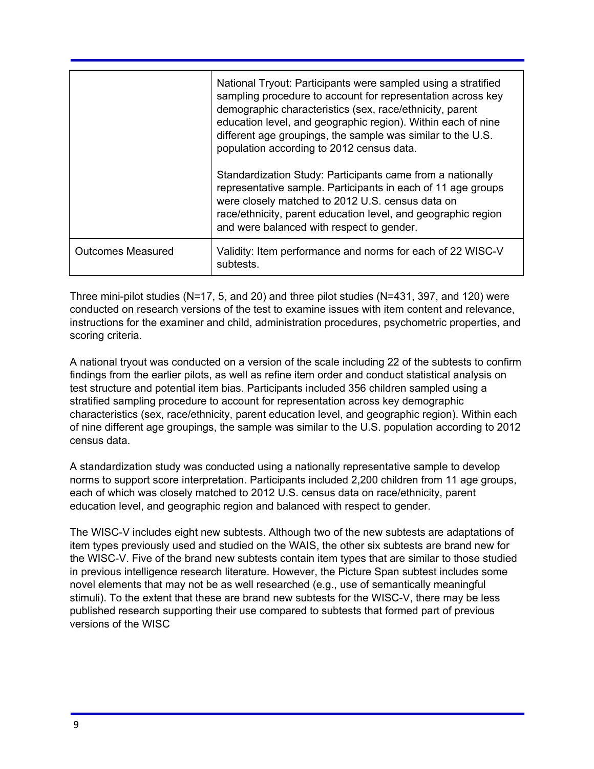| | |
|---|---|
| | National Tryout: Participants were sampled using a stratified sampling procedure to account for representation across key demographic characteristics (sex, race/ethnicity, parent education level, and geographic region). Within each of nine different age groupings, the sample was similar to the U.S. population according to 2012 census data.<br><br>Standardization Study: Participants came from a nationally representative sample. Participants in each of 11 age groups were closely matched to 2012 U.S. census data on race/ethnicity, parent education level, and geographic region and were balanced with respect to gender. |
| Outcomes Measured | Validity: Item performance and norms for each of 22 WISC-V subtests. |

Three mini-pilot studies (N=17, 5, and 20) and three pilot studies (N=431, 397, and 120) were conducted on research versions of the test to examine issues with item content and relevance, instructions for the examiner and child, administration procedures, psychometric properties, and scoring criteria.

A national tryout was conducted on a version of the scale including 22 of the subtests to confirm findings from the earlier pilots, as well as refine item order and conduct statistical analysis on test structure and potential item bias. Participants included 356 children sampled using a stratified sampling procedure to account for representation across key demographic characteristics (sex, race/ethnicity, parent education level, and geographic region). Within each of nine different age groupings, the sample was similar to the U.S. population according to 2012 census data.

A standardization study was conducted using a nationally representative sample to develop norms to support score interpretation. Participants included 2,200 children from 11 age groups, each of which was closely matched to 2012 U.S. census data on race/ethnicity, parent education level, and geographic region and balanced with respect to gender.

The WISC-V includes eight new subtests. Although two of the new subtests are adaptations of item types previously used and studied on the WAIS, the other six subtests are brand new for the WISC-V. Five of the brand new subtests contain item types that are similar to those studied in previous intelligence research literature. However, the Picture Span subtest includes some novel elements that may not be as well researched (e.g., use of semantically meaningful stimuli). To the extent that these are brand new subtests for the WISC-V, there may be less published research supporting their use compared to subtests that formed part of previous versions of the WISC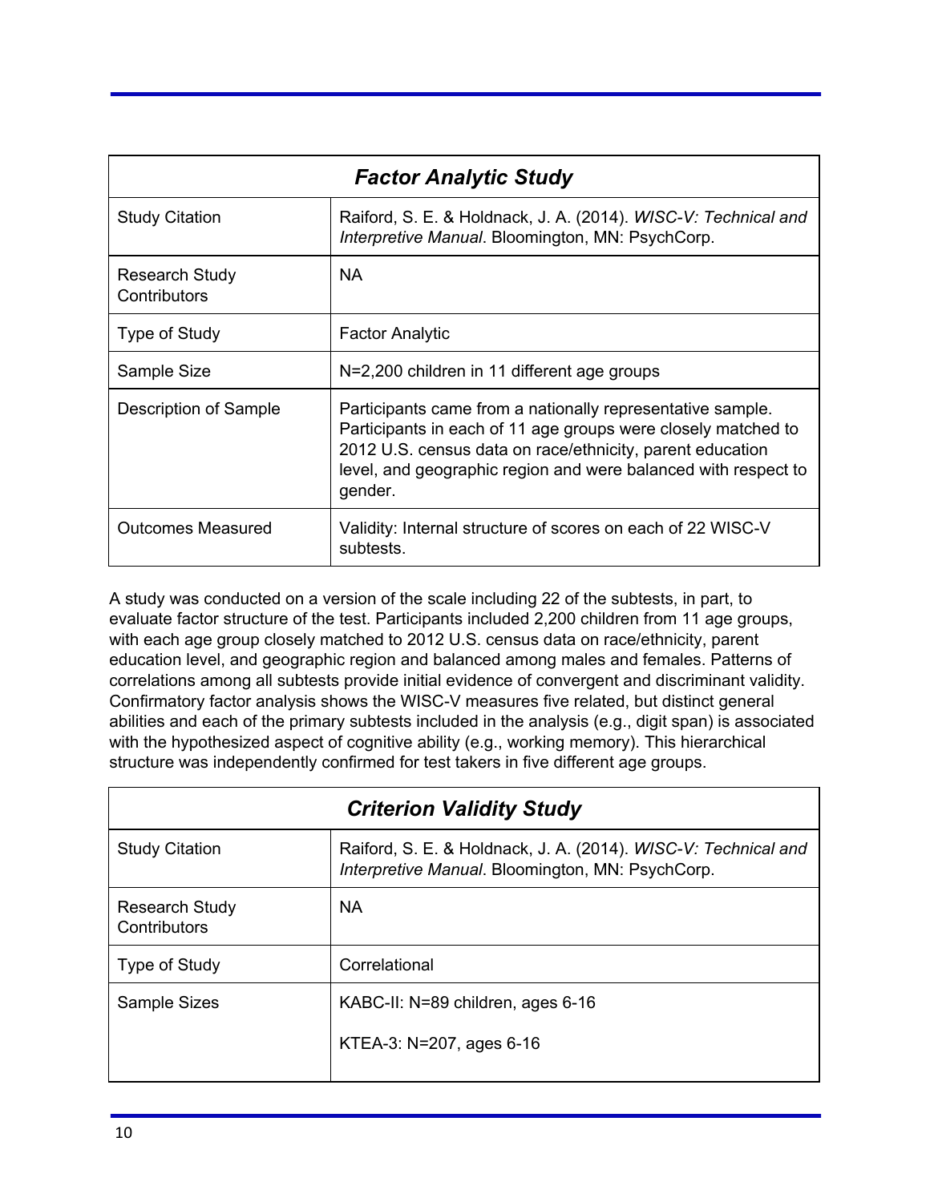| Factor Analytic Study | |
|---|---|
| Study Citation | Raiford, S. E. & Holdnack, J. A. (2014). *WISC-V: Technical and Interpretive Manual*. Bloomington, MN: PsychCorp. |
| Research Study Contributors | NA |
| Type of Study | Factor Analytic |
| Sample Size | N=2,200 children in 11 different age groups |
| Description of Sample | Participants came from a nationally representative sample. Participants in each of 11 age groups were closely matched to 2012 U.S. census data on race/ethnicity, parent education level, and geographic region and were balanced with respect to gender. |
| Outcomes Measured | Validity: Internal structure of scores on each of 22 WISC-V subtests. |

A study was conducted on a version of the scale including 22 of the subtests, in part, to evaluate factor structure of the test. Participants included 2,200 children from 11 age groups, with each age group closely matched to 2012 U.S. census data on race/ethnicity, parent education level, and geographic region and balanced among males and females. Patterns of correlations among all subtests provide initial evidence of convergent and discriminant validity. Confirmatory factor analysis shows the WISC-V measures five related, but distinct general abilities and each of the primary subtests included in the analysis (e.g., digit span) is associated with the hypothesized aspect of cognitive ability (e.g., working memory). This hierarchical structure was independently confirmed for test takers in five different age groups.

| Criterion Validity Study | |
|---|---|
| Study Citation | Raiford, S. E. & Holdnack, J. A. (2014). *WISC-V: Technical and Interpretive Manual*. Bloomington, MN: PsychCorp. |
| Research Study Contributors | NA |
| Type of Study | Correlational |
| Sample Sizes | KABC-II: N=89 children, ages 6-16<br><br>KTEA-3: N=207, ages 6-16 |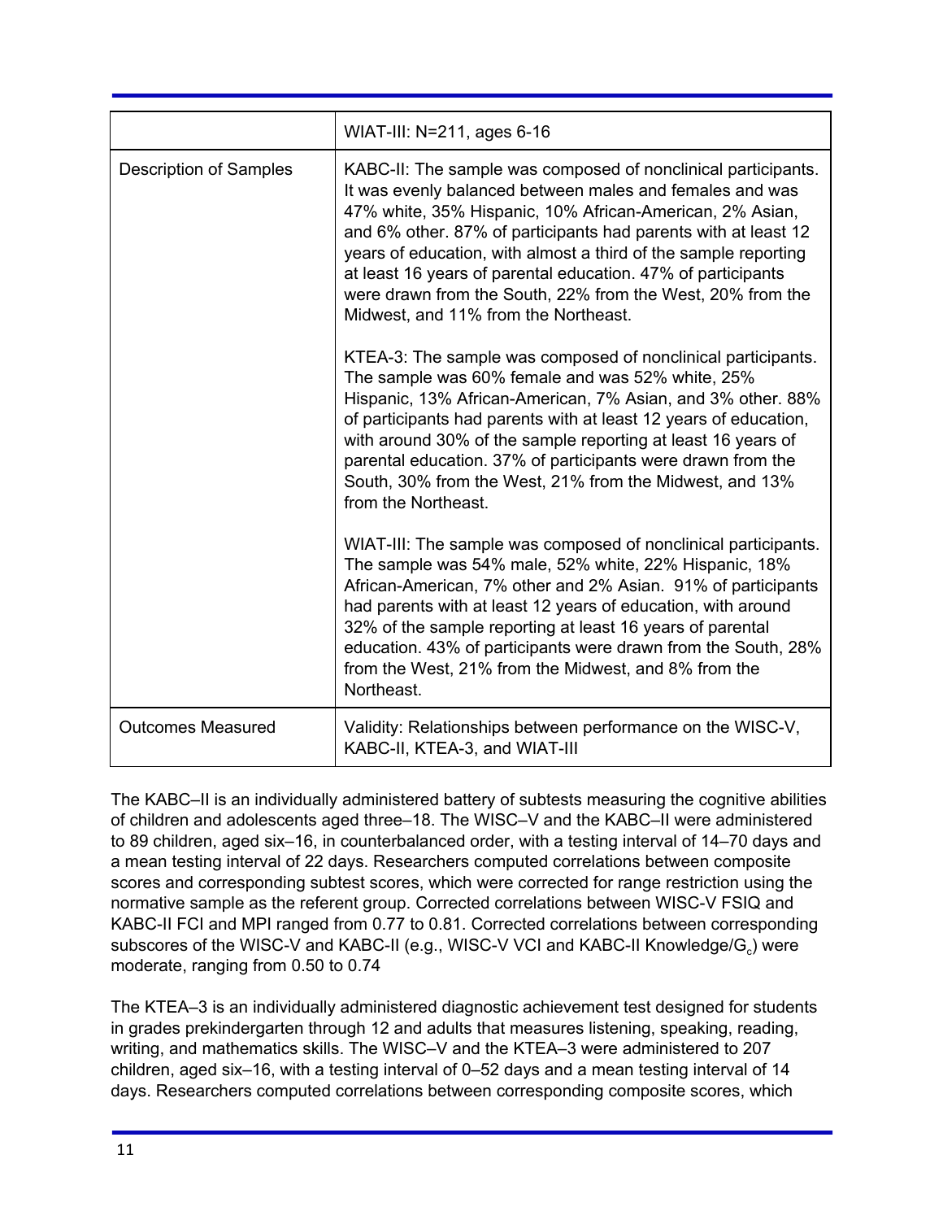| | |
|---|---|
| | WIAT-III: N=211, ages 6-16 |
| Description of Samples | KABC-II: The sample was composed of nonclinical participants. It was evenly balanced between males and females and was 47% white, 35% Hispanic, 10% African-American, 2% Asian, and 6% other. 87% of participants had parents with at least 12 years of education, with almost a third of the sample reporting at least 16 years of parental education. 47% of participants were drawn from the South, 22% from the West, 20% from the Midwest, and 11% from the Northeast.<br><br>KTEA-3: The sample was composed of nonclinical participants. The sample was 60% female and was 52% white, 25% Hispanic, 13% African-American, 7% Asian, and 3% other. 88% of participants had parents with at least 12 years of education, with around 30% of the sample reporting at least 16 years of parental education. 37% of participants were drawn from the South, 30% from the West, 21% from the Midwest, and 13% from the Northeast.<br><br>WIAT-III: The sample was composed of nonclinical participants. The sample was 54% male, 52% white, 22% Hispanic, 18% African-American, 7% other and 2% Asian. 91% of participants had parents with at least 12 years of education, with around 32% of the sample reporting at least 16 years of parental education. 43% of participants were drawn from the South, 28% from the West, 21% from the Midwest, and 8% from the Northeast. |
| Outcomes Measured | Validity: Relationships between performance on the WISC-V, KABC-II, KTEA-3, and WIAT-III |

The KABC–II is an individually administered battery of subtests measuring the cognitive abilities of children and adolescents aged three–18. The WISC–V and the KABC–II were administered to 89 children, aged six–16, in counterbalanced order, with a testing interval of 14–70 days and a mean testing interval of 22 days. Researchers computed correlations between composite scores and corresponding subtest scores, which were corrected for range restriction using the normative sample as the referent group. Corrected correlations between WISC-V FSIQ and KABC-II FCI and MPI ranged from 0.77 to 0.81. Corrected correlations between corresponding subscores of the WISC-V and KABC-II (e.g., WISC-V VCI and KABC-II Knowledge/$G_c$) were moderate, ranging from 0.50 to 0.74

The KTEA–3 is an individually administered diagnostic achievement test designed for students in grades prekindergarten through 12 and adults that measures listening, speaking, reading, writing, and mathematics skills. The WISC–V and the KTEA–3 were administered to 207 children, aged six–16, with a testing interval of 0–52 days and a mean testing interval of 14 days. Researchers computed correlations between corresponding composite scores, which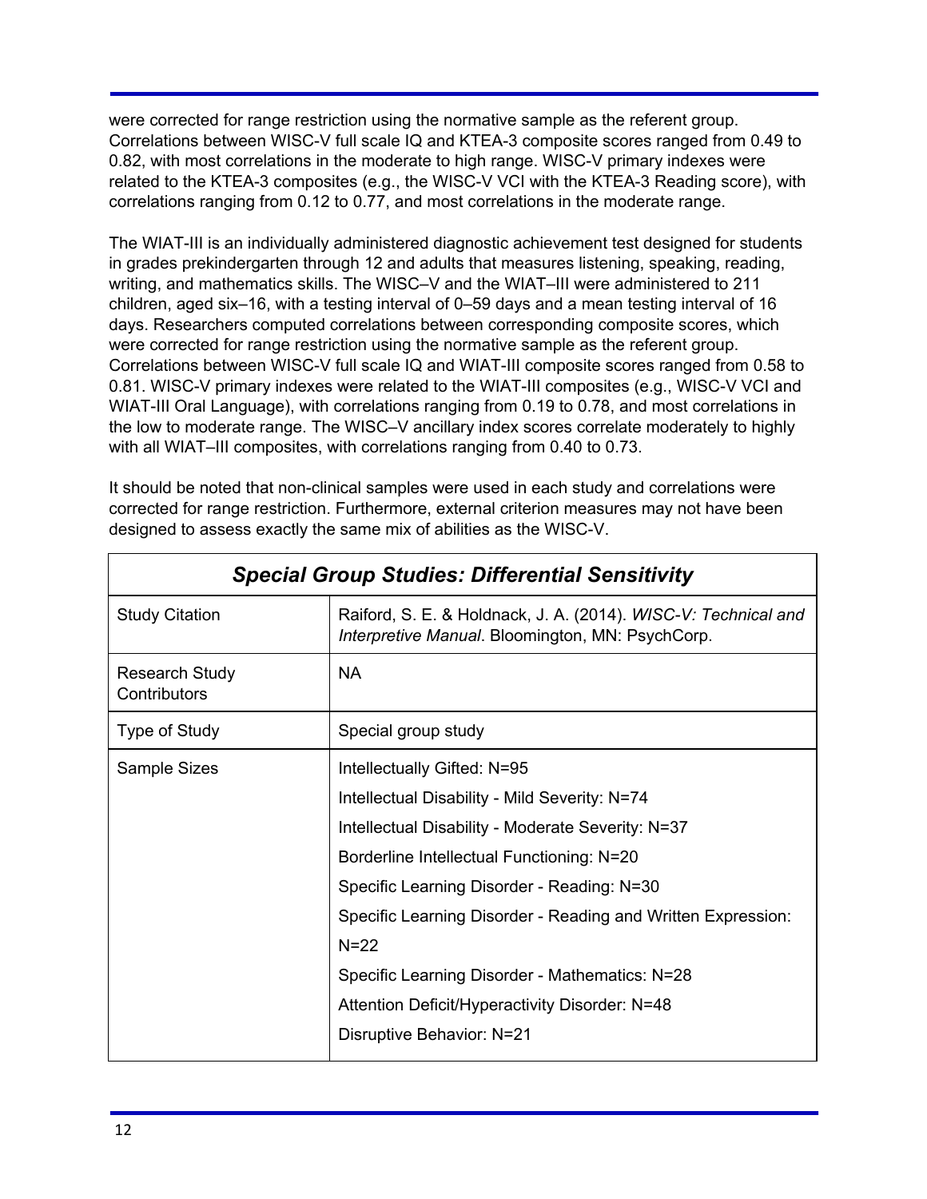were corrected for range restriction using the normative sample as the referent group. Correlations between WISC-V full scale IQ and KTEA-3 composite scores ranged from 0.49 to 0.82, with most correlations in the moderate to high range. WISC-V primary indexes were related to the KTEA-3 composites (e.g., the WISC-V VCI with the KTEA-3 Reading score), with correlations ranging from 0.12 to 0.77, and most correlations in the moderate range.

The WIAT-III is an individually administered diagnostic achievement test designed for students in grades prekindergarten through 12 and adults that measures listening, speaking, reading, writing, and mathematics skills. The WISC–V and the WIAT–III were administered to 211 children, aged six–16, with a testing interval of 0–59 days and a mean testing interval of 16 days. Researchers computed correlations between corresponding composite scores, which were corrected for range restriction using the normative sample as the referent group. Correlations between WISC-V full scale IQ and WIAT-III composite scores ranged from 0.58 to 0.81. WISC-V primary indexes were related to the WIAT-III composites (e.g., WISC-V VCI and WIAT-III Oral Language), with correlations ranging from 0.19 to 0.78, and most correlations in the low to moderate range. The WISC–V ancillary index scores correlate moderately to highly with all WIAT–III composites, with correlations ranging from 0.40 to 0.73.

It should be noted that non-clinical samples were used in each study and correlations were corrected for range restriction. Furthermore, external criterion measures may not have been designed to assess exactly the same mix of abilities as the WISC-V.

| ***Special Group Studies: Differential Sensitivity*** | |
|---|---|
| Study Citation | Raiford, S. E. & Holdnack, J. A. (2014). *WISC-V: Technical and Interpretive Manual*. Bloomington, MN: PsychCorp. |
| Research Study Contributors | NA |
| Type of Study | Special group study |
| Sample Sizes | Intellectually Gifted: N=95<br>Intellectual Disability - Mild Severity: N=74<br>Intellectual Disability - Moderate Severity: N=37<br>Borderline Intellectual Functioning: N=20<br>Specific Learning Disorder - Reading: N=30<br>Specific Learning Disorder - Reading and Written Expression: N=22<br>Specific Learning Disorder - Mathematics: N=28<br>Attention Deficit/Hyperactivity Disorder: N=48<br>Disruptive Behavior: N=21 |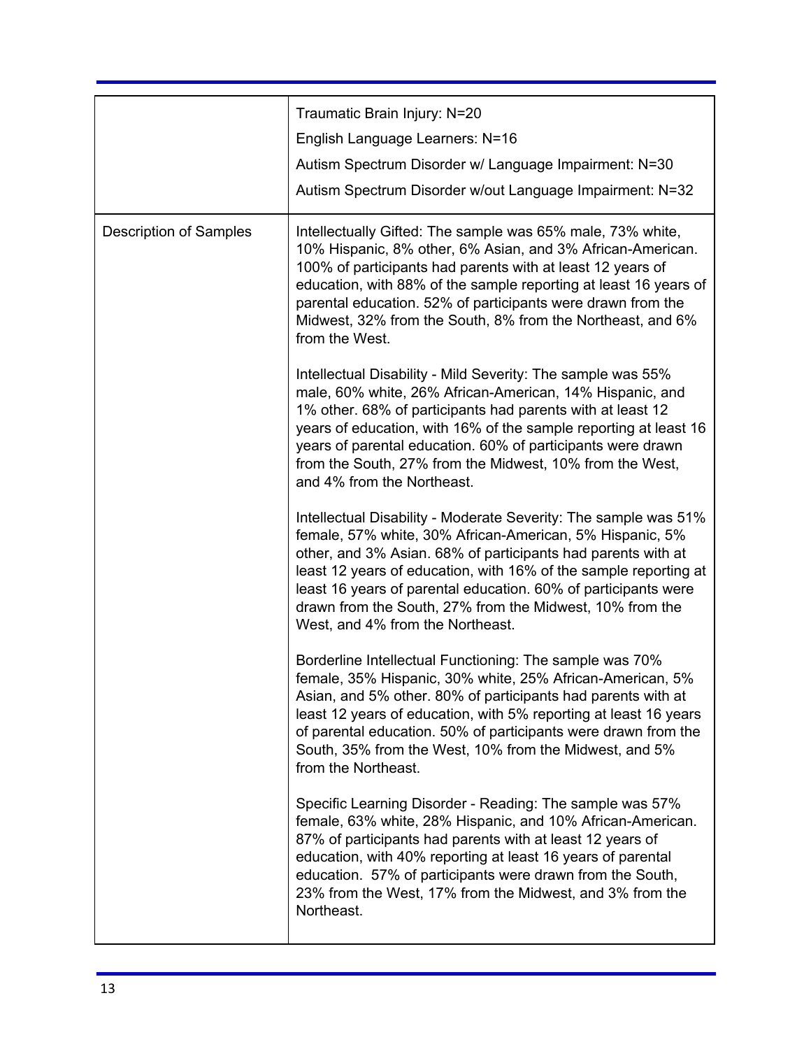| | |
|---|---|
| | Traumatic Brain Injury: N=20<br><br>English Language Learners: N=16<br><br>Autism Spectrum Disorder w/ Language Impairment: N=30<br><br>Autism Spectrum Disorder w/out Language Impairment: N=32 |
| Description of Samples | Intellectually Gifted: The sample was 65% male, 73% white, 10% Hispanic, 8% other, 6% Asian, and 3% African-American. 100% of participants had parents with at least 12 years of education, with 88% of the sample reporting at least 16 years of parental education. 52% of participants were drawn from the Midwest, 32% from the South, 8% from the Northeast, and 6% from the West.<br><br>Intellectual Disability - Mild Severity: The sample was 55% male, 60% white, 26% African-American, 14% Hispanic, and 1% other. 68% of participants had parents with at least 12 years of education, with 16% of the sample reporting at least 16 years of parental education. 60% of participants were drawn from the South, 27% from the Midwest, 10% from the West, and 4% from the Northeast.<br><br>Intellectual Disability - Moderate Severity: The sample was 51% female, 57% white, 30% African-American, 5% Hispanic, 5% other, and 3% Asian. 68% of participants had parents with at least 12 years of education, with 16% of the sample reporting at least 16 years of parental education. 60% of participants were drawn from the South, 27% from the Midwest, 10% from the West, and 4% from the Northeast.<br><br>Borderline Intellectual Functioning: The sample was 70% female, 35% Hispanic, 30% white, 25% African-American, 5% Asian, and 5% other. 80% of participants had parents with at least 12 years of education, with 5% reporting at least 16 years of parental education. 50% of participants were drawn from the South, 35% from the West, 10% from the Midwest, and 5% from the Northeast.<br><br>Specific Learning Disorder - Reading: The sample was 57% female, 63% white, 28% Hispanic, and 10% African-American. 87% of participants had parents with at least 12 years of education, with 40% reporting at least 16 years of parental education. 57% of participants were drawn from the South, 23% from the West, 17% from the Midwest, and 3% from the Northeast. |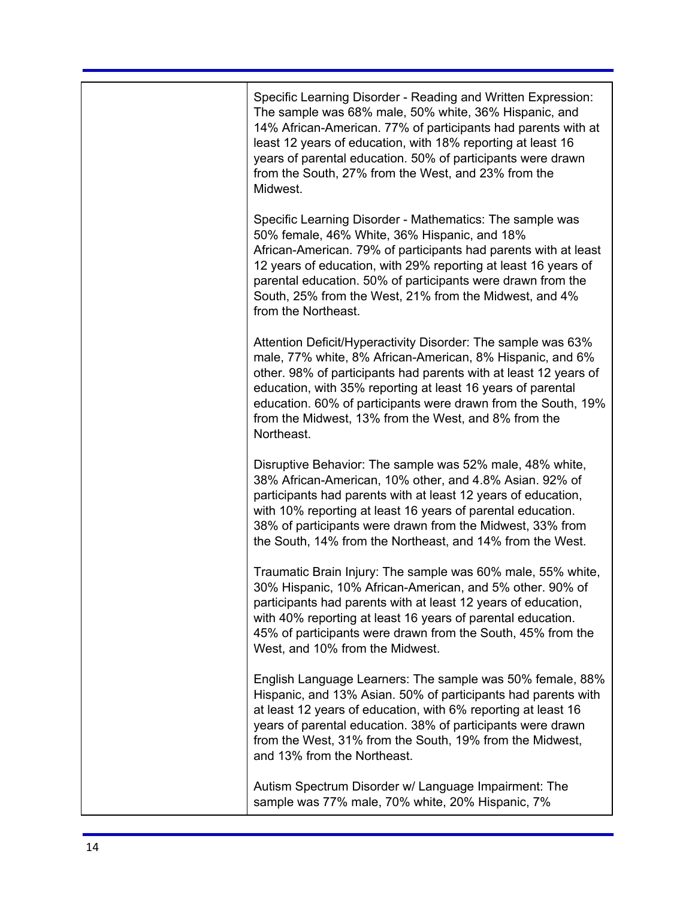| | |
|---|---|
| | Specific Learning Disorder - Reading and Written Expression: The sample was 68% male, 50% white, 36% Hispanic, and 14% African-American. 77% of participants had parents with at least 12 years of education, with 18% reporting at least 16 years of parental education. 50% of participants were drawn from the South, 27% from the West, and 23% from the Midwest.<br><br>Specific Learning Disorder - Mathematics: The sample was 50% female, 46% White, 36% Hispanic, and 18% African-American. 79% of participants had parents with at least 12 years of education, with 29% reporting at least 16 years of parental education. 50% of participants were drawn from the South, 25% from the West, 21% from the Midwest, and 4% from the Northeast.<br><br>Attention Deficit/Hyperactivity Disorder: The sample was 63% male, 77% white, 8% African-American, 8% Hispanic, and 6% other. 98% of participants had parents with at least 12 years of education, with 35% reporting at least 16 years of parental education. 60% of participants were drawn from the South, 19% from the Midwest, 13% from the West, and 8% from the Northeast.<br><br>Disruptive Behavior: The sample was 52% male, 48% white, 38% African-American, 10% other, and 4.8% Asian. 92% of participants had parents with at least 12 years of education, with 10% reporting at least 16 years of parental education. 38% of participants were drawn from the Midwest, 33% from the South, 14% from the Northeast, and 14% from the West.<br><br>Traumatic Brain Injury: The sample was 60% male, 55% white, 30% Hispanic, 10% African-American, and 5% other. 90% of participants had parents with at least 12 years of education, with 40% reporting at least 16 years of parental education. 45% of participants were drawn from the South, 45% from the West, and 10% from the Midwest.<br><br>English Language Learners: The sample was 50% female, 88% Hispanic, and 13% Asian. 50% of participants had parents with at least 12 years of education, with 6% reporting at least 16 years of parental education. 38% of participants were drawn from the West, 31% from the South, 19% from the Midwest, and 13% from the Northeast.<br><br>Autism Spectrum Disorder w/ Language Impairment: The sample was 77% male, 70% white, 20% Hispanic, 7% |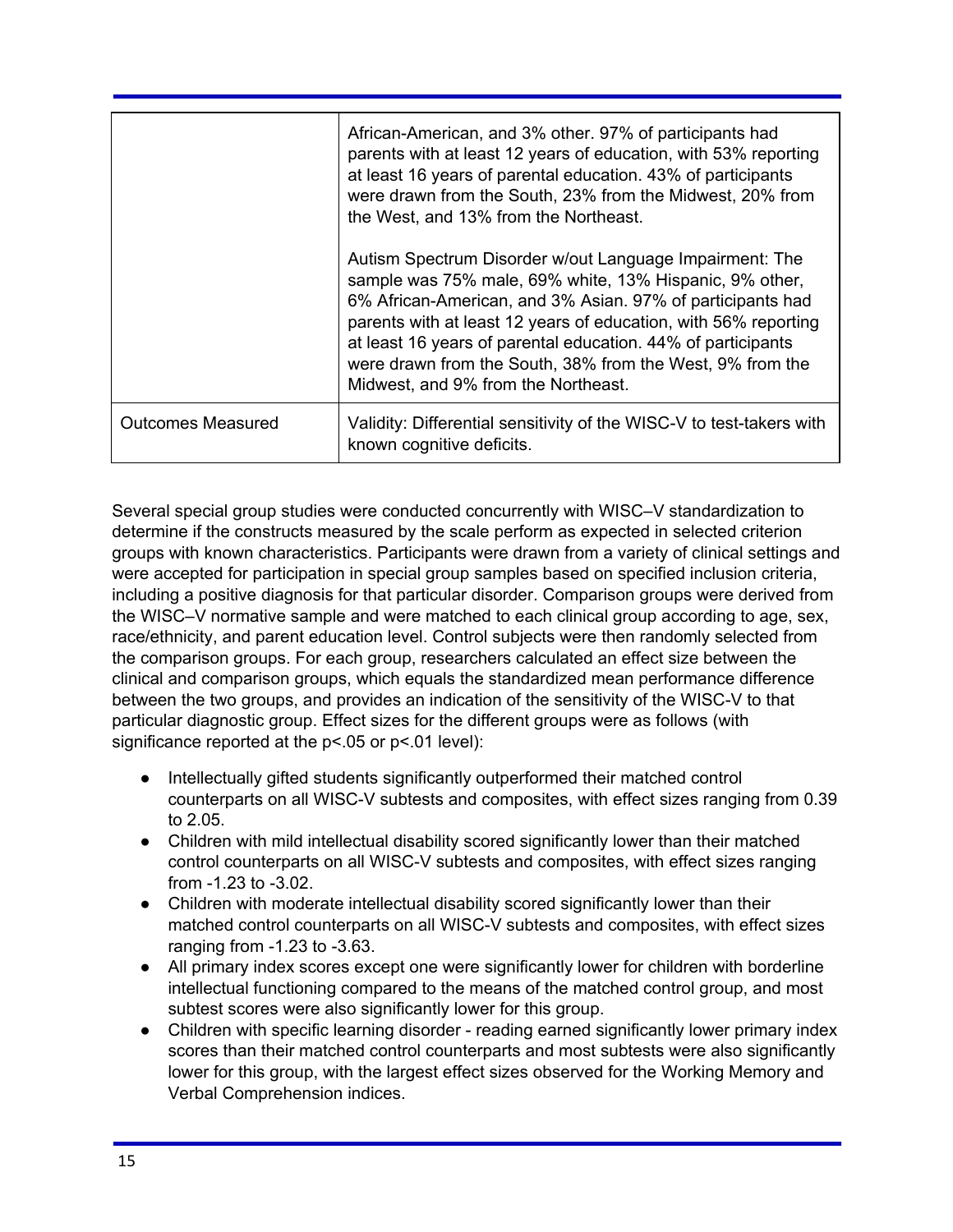| | |
|---|---|
| | African-American, and 3% other. 97% of participants had parents with at least 12 years of education, with 53% reporting at least 16 years of parental education. 43% of participants were drawn from the South, 23% from the Midwest, 20% from the West, and 13% from the Northeast.<br><br>Autism Spectrum Disorder w/out Language Impairment: The sample was 75% male, 69% white, 13% Hispanic, 9% other, 6% African-American, and 3% Asian. 97% of participants had parents with at least 12 years of education, with 56% reporting at least 16 years of parental education. 44% of participants were drawn from the South, 38% from the West, 9% from the Midwest, and 9% from the Northeast. |
| Outcomes Measured | Validity: Differential sensitivity of the WISC-V to test-takers with known cognitive deficits. |

Several special group studies were conducted concurrently with WISC–V standardization to determine if the constructs measured by the scale perform as expected in selected criterion groups with known characteristics. Participants were drawn from a variety of clinical settings and were accepted for participation in special group samples based on specified inclusion criteria, including a positive diagnosis for that particular disorder. Comparison groups were derived from the WISC–V normative sample and were matched to each clinical group according to age, sex, race/ethnicity, and parent education level. Control subjects were then randomly selected from the comparison groups. For each group, researchers calculated an effect size between the clinical and comparison groups, which equals the standardized mean performance difference between the two groups, and provides an indication of the sensitivity of the WISC-V to that particular diagnostic group. Effect sizes for the different groups were as follows (with significance reported at the $p<.05$ or $p<.01$ level):

- Intellectually gifted students significantly outperformed their matched control counterparts on all WISC-V subtests and composites, with effect sizes ranging from 0.39 to 2.05.
- Children with mild intellectual disability scored significantly lower than their matched control counterparts on all WISC-V subtests and composites, with effect sizes ranging from -1.23 to -3.02.
- Children with moderate intellectual disability scored significantly lower than their matched control counterparts on all WISC-V subtests and composites, with effect sizes ranging from -1.23 to -3.63.
- All primary index scores except one were significantly lower for children with borderline intellectual functioning compared to the means of the matched control group, and most subtest scores were also significantly lower for this group.
- Children with specific learning disorder - reading earned significantly lower primary index scores than their matched control counterparts and most subtests were also significantly lower for this group, with the largest effect sizes observed for the Working Memory and Verbal Comprehension indices.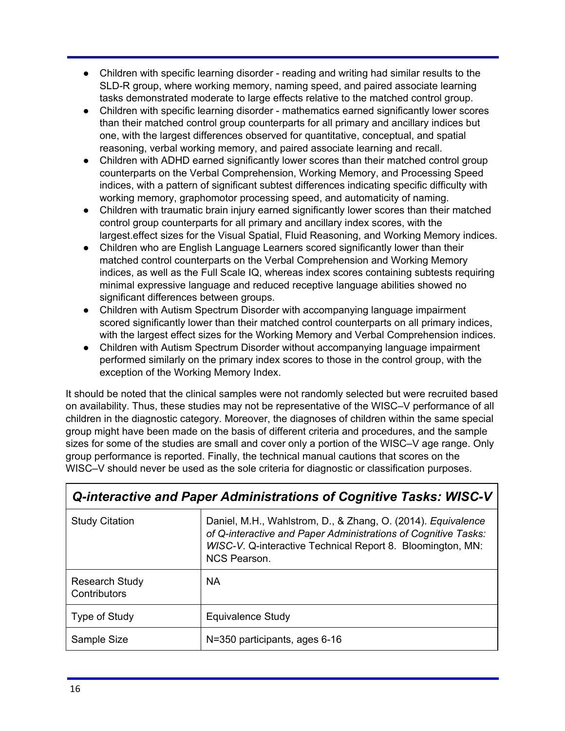- Children with specific learning disorder - reading and writing had similar results to the SLD-R group, where working memory, naming speed, and paired associate learning tasks demonstrated moderate to large effects relative to the matched control group.
- Children with specific learning disorder - mathematics earned significantly lower scores than their matched control group counterparts for all primary and ancillary indices but one, with the largest differences observed for quantitative, conceptual, and spatial reasoning, verbal working memory, and paired associate learning and recall.
- Children with ADHD earned significantly lower scores than their matched control group counterparts on the Verbal Comprehension, Working Memory, and Processing Speed indices, with a pattern of significant subtest differences indicating specific difficulty with working memory, graphomotor processing speed, and automaticity of naming.
- Children with traumatic brain injury earned significantly lower scores than their matched control group counterparts for all primary and ancillary index scores, with the largest.effect sizes for the Visual Spatial, Fluid Reasoning, and Working Memory indices.
- Children who are English Language Learners scored significantly lower than their matched control counterparts on the Verbal Comprehension and Working Memory indices, as well as the Full Scale IQ, whereas index scores containing subtests requiring minimal expressive language and reduced receptive language abilities showed no significant differences between groups.
- Children with Autism Spectrum Disorder with accompanying language impairment scored significantly lower than their matched control counterparts on all primary indices, with the largest effect sizes for the Working Memory and Verbal Comprehension indices.
- Children with Autism Spectrum Disorder without accompanying language impairment performed similarly on the primary index scores to those in the control group, with the exception of the Working Memory Index.

It should be noted that the clinical samples were not randomly selected but were recruited based on availability. Thus, these studies may not be representative of the WISC–V performance of all children in the diagnostic category. Moreover, the diagnoses of children within the same special group might have been made on the basis of different criteria and procedures, and the sample sizes for some of the studies are small and cover only a portion of the WISC–V age range. Only group performance is reported. Finally, the technical manual cautions that scores on the WISC–V should never be used as the sole criteria for diagnostic or classification purposes.

| ***Q-interactive and Paper Administrations of Cognitive Tasks: WISC-V*** | |
|---|---|
| Study Citation | Daniel, M.H., Wahlstrom, D., & Zhang, O. (2014). *Equivalence of Q-interactive and Paper Administrations of Cognitive Tasks: WISC-V*. Q-interactive Technical Report 8. Bloomington, MN: NCS Pearson. |
| Research Study Contributors | NA |
| Type of Study | Equivalence Study |
| Sample Size | N=350 participants, ages 6-16 |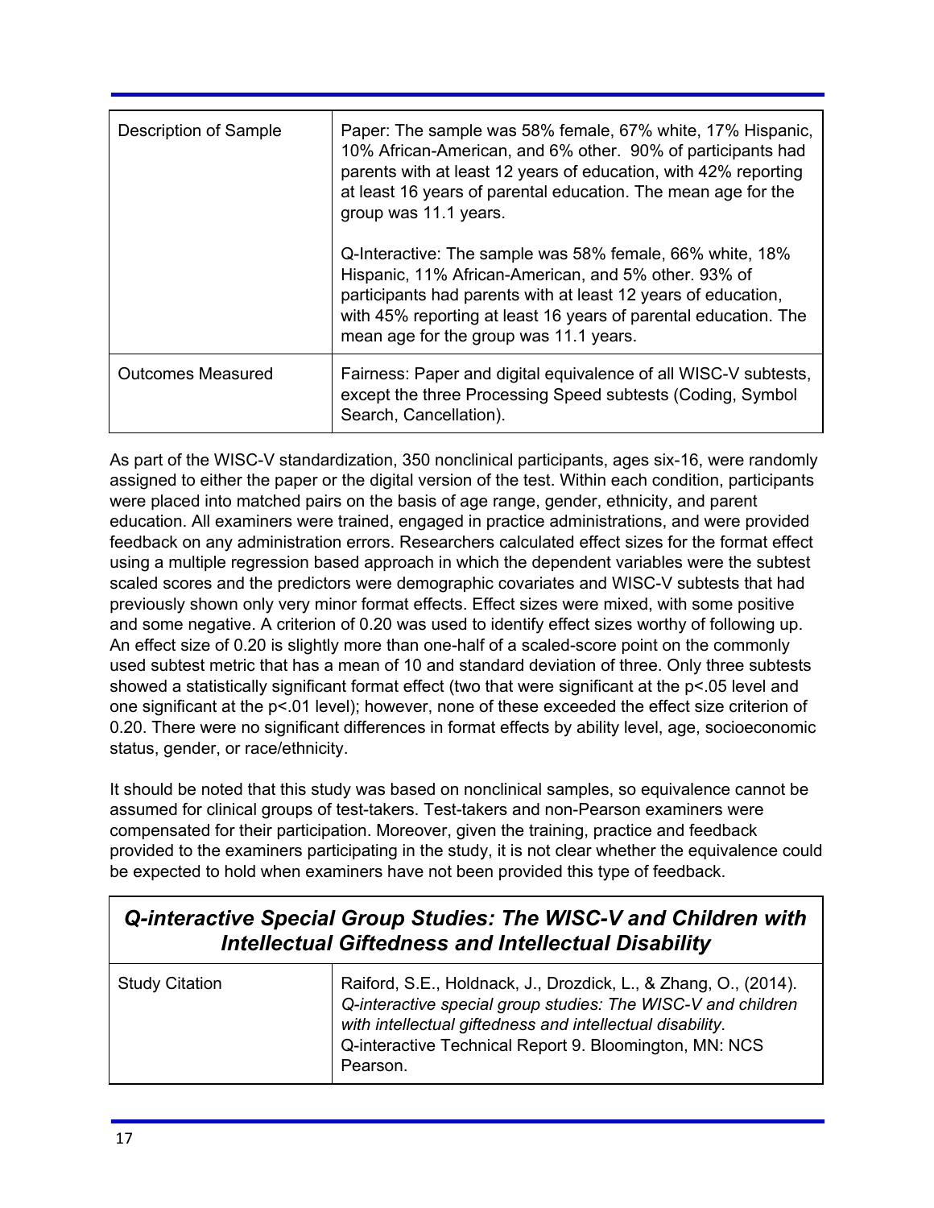| | |
|---|---|
| Description of Sample | Paper: The sample was 58% female, 67% white, 17% Hispanic, 10% African-American, and 6% other. 90% of participants had parents with at least 12 years of education, with 42% reporting at least 16 years of parental education. The mean age for the group was 11.1 years.<br><br>Q-Interactive: The sample was 58% female, 66% white, 18% Hispanic, 11% African-American, and 5% other. 93% of participants had parents with at least 12 years of education, with 45% reporting at least 16 years of parental education. The mean age for the group was 11.1 years. |
| Outcomes Measured | Fairness: Paper and digital equivalence of all WISC-V subtests, except the three Processing Speed subtests (Coding, Symbol Search, Cancellation). |

As part of the WISC-V standardization, 350 nonclinical participants, ages six-16, were randomly assigned to either the paper or the digital version of the test. Within each condition, participants were placed into matched pairs on the basis of age range, gender, ethnicity, and parent education. All examiners were trained, engaged in practice administrations, and were provided feedback on any administration errors. Researchers calculated effect sizes for the format effect using a multiple regression based approach in which the dependent variables were the subtest scaled scores and the predictors were demographic covariates and WISC-V subtests that had previously shown only very minor format effects. Effect sizes were mixed, with some positive and some negative. A criterion of 0.20 was used to identify effect sizes worthy of following up. An effect size of 0.20 is slightly more than one-half of a scaled-score point on the commonly used subtest metric that has a mean of 10 and standard deviation of three. Only three subtests showed a statistically significant format effect (two that were significant at the $p<.05$ level and one significant at the $p<.01$ level); however, none of these exceeded the effect size criterion of 0.20. There were no significant differences in format effects by ability level, age, socioeconomic status, gender, or race/ethnicity.

It should be noted that this study was based on nonclinical samples, so equivalence cannot be assumed for clinical groups of test-takers. Test-takers and non-Pearson examiners were compensated for their participation. Moreover, given the training, practice and feedback provided to the examiners participating in the study, it is not clear whether the equivalence could be expected to hold when examiners have not been provided this type of feedback.

## *Q-interactive Special Group Studies: The WISC-V and Children with Intellectual Giftedness and Intellectual Disability*

| | |
|---|---|
| Study Citation | Raiford, S.E., Holdnack, J., Drozdick, L., & Zhang, O., (2014). *Q-interactive special group studies: The WISC-V and children with intellectual giftedness and intellectual disability*. Q-interactive Technical Report 9. Bloomington, MN: NCS Pearson. |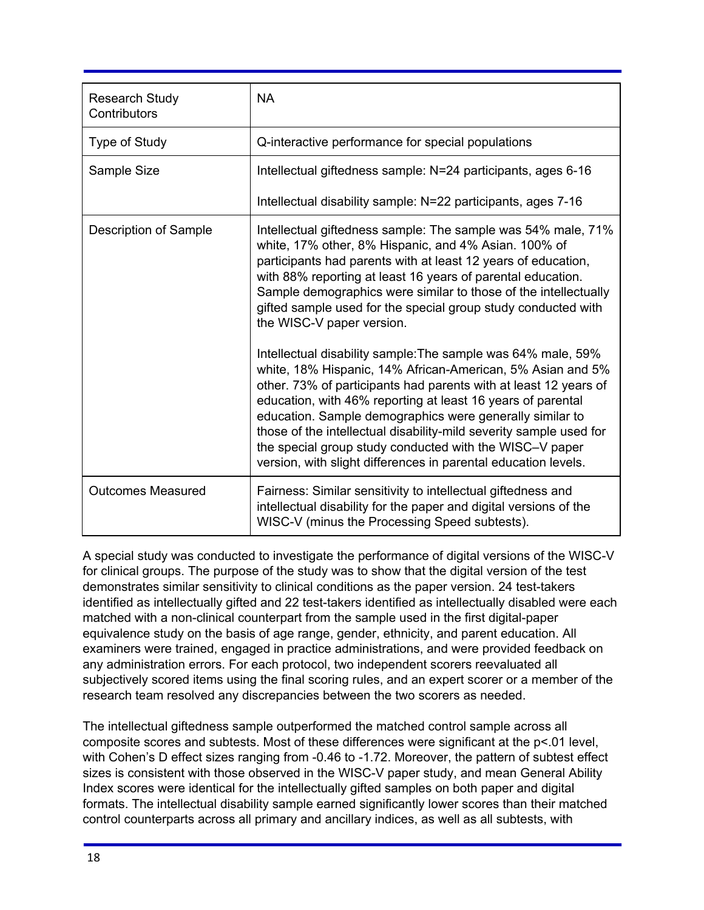| | |
|---|---|
| Research Study Contributors | NA |
| Type of Study | Q-interactive performance for special populations |
| Sample Size | Intellectual giftedness sample: N=24 participants, ages 6-16<br><br>Intellectual disability sample: N=22 participants, ages 7-16 |
| Description of Sample | Intellectual giftedness sample: The sample was 54% male, 71% white, 17% other, 8% Hispanic, and 4% Asian. 100% of participants had parents with at least 12 years of education, with 88% reporting at least 16 years of parental education. Sample demographics were similar to those of the intellectually gifted sample used for the special group study conducted with the WISC-V paper version.<br><br>Intellectual disability sample:The sample was 64% male, 59% white, 18% Hispanic, 14% African-American, 5% Asian and 5% other. 73% of participants had parents with at least 12 years of education, with 46% reporting at least 16 years of parental education. Sample demographics were generally similar to those of the intellectual disability-mild severity sample used for the special group study conducted with the WISC–V paper version, with slight differences in parental education levels. |
| Outcomes Measured | Fairness: Similar sensitivity to intellectual giftedness and intellectual disability for the paper and digital versions of the WISC-V (minus the Processing Speed subtests). |

A special study was conducted to investigate the performance of digital versions of the WISC-V for clinical groups. The purpose of the study was to show that the digital version of the test demonstrates similar sensitivity to clinical conditions as the paper version. 24 test-takers identified as intellectually gifted and 22 test-takers identified as intellectually disabled were each matched with a non-clinical counterpart from the sample used in the first digital-paper equivalence study on the basis of age range, gender, ethnicity, and parent education. All examiners were trained, engaged in practice administrations, and were provided feedback on any administration errors. For each protocol, two independent scorers reevaluated all subjectively scored items using the final scoring rules, and an expert scorer or a member of the research team resolved any discrepancies between the two scorers as needed.

The intellectual giftedness sample outperformed the matched control sample across all composite scores and subtests. Most of these differences were significant at the $p<.01$ level, with Cohen's D effect sizes ranging from -0.46 to -1.72. Moreover, the pattern of subtest effect sizes is consistent with those observed in the WISC-V paper study, and mean General Ability Index scores were identical for the intellectually gifted samples on both paper and digital formats. The intellectual disability sample earned significantly lower scores than their matched control counterparts across all primary and ancillary indices, as well as all subtests, with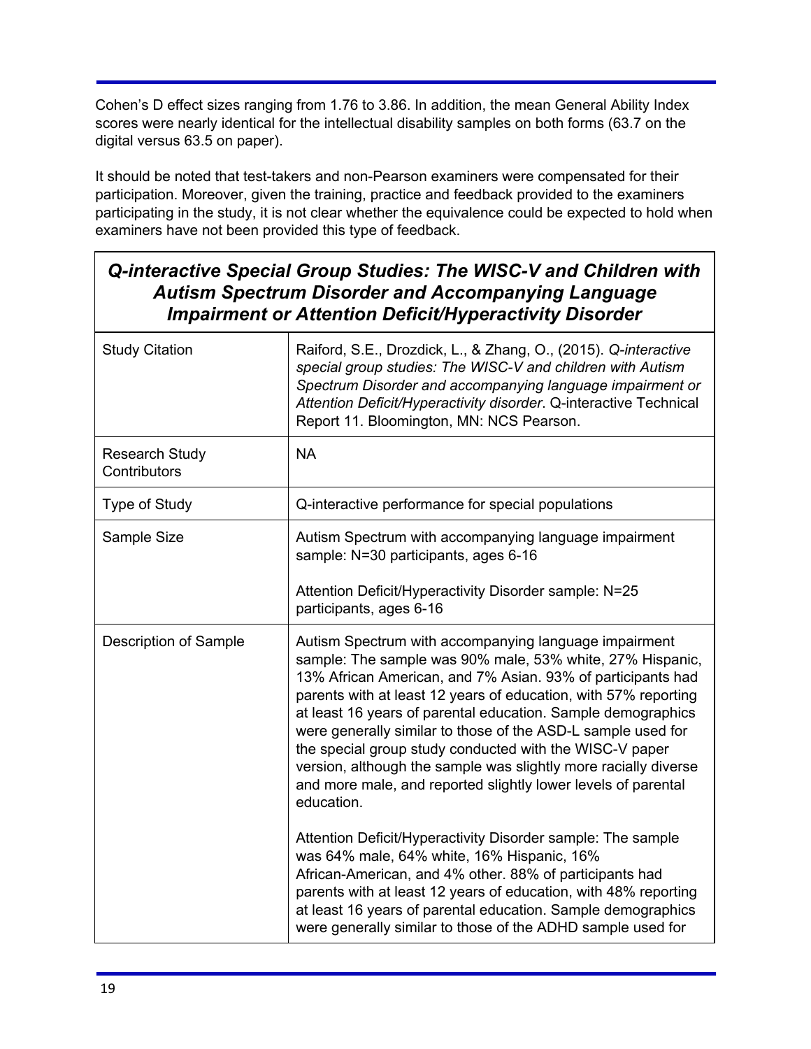Cohen's D effect sizes ranging from 1.76 to 3.86. In addition, the mean General Ability Index scores were nearly identical for the intellectual disability samples on both forms (63.7 on the digital versus 63.5 on paper).

It should be noted that test-takers and non-Pearson examiners were compensated for their participation. Moreover, given the training, practice and feedback provided to the examiners participating in the study, it is not clear whether the equivalence could be expected to hold when examiners have not been provided this type of feedback.

| ***Q-interactive Special Group Studies: The WISC-V and Children with Autism Spectrum Disorder and Accompanying Language Impairment or Attention Deficit/Hyperactivity Disorder*** | |
|---|---|
| Study Citation | Raiford, S.E., Drozdick, L., & Zhang, O., (2015). *Q-interactive special group studies: The WISC-V and children with Autism Spectrum Disorder and accompanying language impairment or Attention Deficit/Hyperactivity disorder*. Q-interactive Technical Report 11. Bloomington, MN: NCS Pearson. |
| Research Study Contributors | NA |
| Type of Study | Q-interactive performance for special populations |
| Sample Size | Autism Spectrum with accompanying language impairment sample: N=30 participants, ages 6-16<br><br>Attention Deficit/Hyperactivity Disorder sample: N=25 participants, ages 6-16 |
| Description of Sample | Autism Spectrum with accompanying language impairment sample: The sample was 90% male, 53% white, 27% Hispanic, 13% African American, and 7% Asian. 93% of participants had parents with at least 12 years of education, with 57% reporting at least 16 years of parental education. Sample demographics were generally similar to those of the ASD-L sample used for the special group study conducted with the WISC-V paper version, although the sample was slightly more racially diverse and more male, and reported slightly lower levels of parental education.<br><br>Attention Deficit/Hyperactivity Disorder sample: The sample was 64% male, 64% white, 16% Hispanic, 16% African-American, and 4% other. 88% of participants had parents with at least 12 years of education, with 48% reporting at least 16 years of parental education. Sample demographics were generally similar to those of the ADHD sample used for |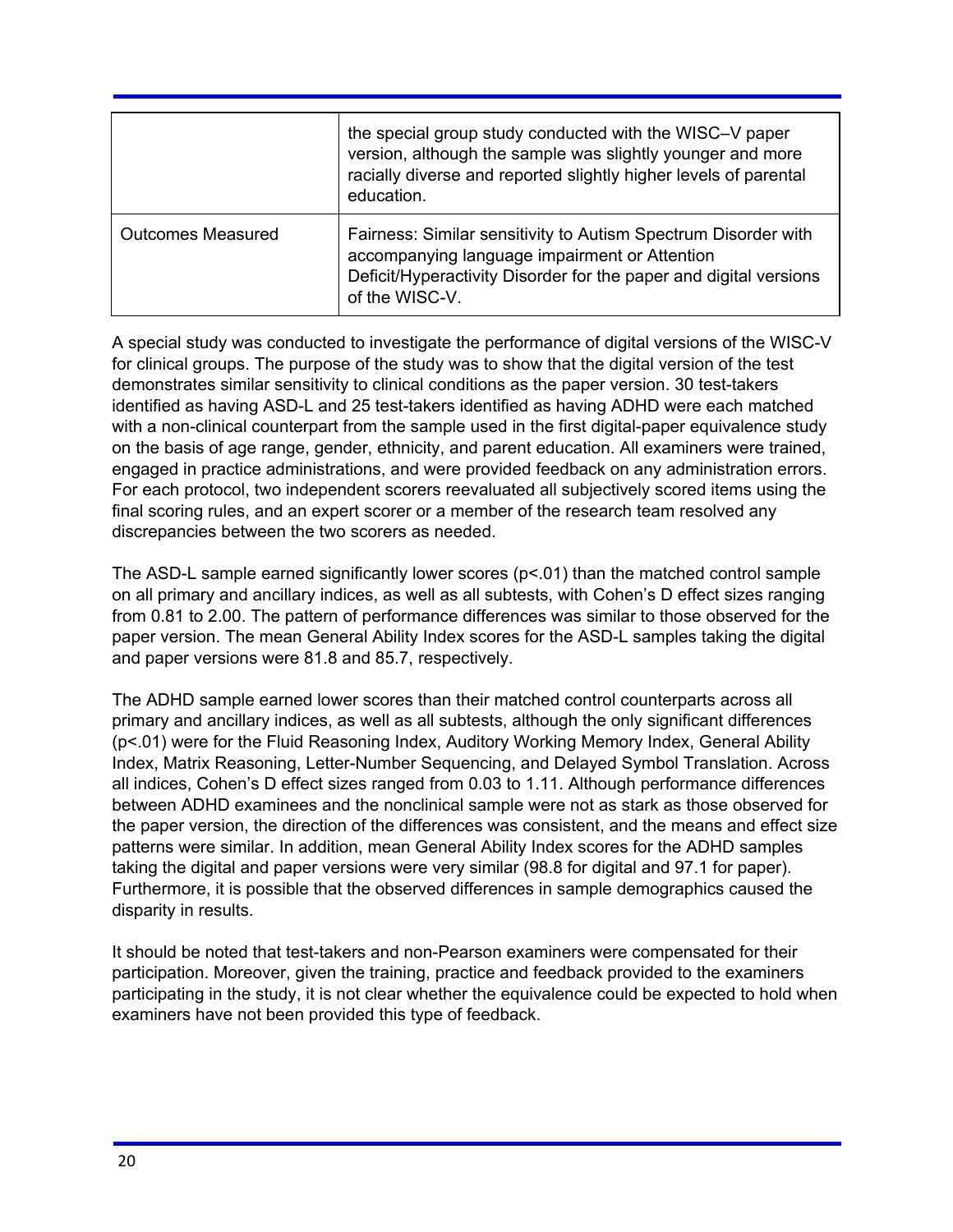| | |
|---|---|
| | the special group study conducted with the WISC–V paper version, although the sample was slightly younger and more racially diverse and reported slightly higher levels of parental education. |
| Outcomes Measured | Fairness: Similar sensitivity to Autism Spectrum Disorder with accompanying language impairment or Attention Deficit/Hyperactivity Disorder for the paper and digital versions of the WISC-V. |

A special study was conducted to investigate the performance of digital versions of the WISC-V for clinical groups. The purpose of the study was to show that the digital version of the test demonstrates similar sensitivity to clinical conditions as the paper version. 30 test-takers identified as having ASD-L and 25 test-takers identified as having ADHD were each matched with a non-clinical counterpart from the sample used in the first digital-paper equivalence study on the basis of age range, gender, ethnicity, and parent education. All examiners were trained, engaged in practice administrations, and were provided feedback on any administration errors. For each protocol, two independent scorers reevaluated all subjectively scored items using the final scoring rules, and an expert scorer or a member of the research team resolved any discrepancies between the two scorers as needed.

The ASD-L sample earned significantly lower scores ($p<.01$) than the matched control sample on all primary and ancillary indices, as well as all subtests, with Cohen's D effect sizes ranging from 0.81 to 2.00. The pattern of performance differences was similar to those observed for the paper version. The mean General Ability Index scores for the ASD-L samples taking the digital and paper versions were 81.8 and 85.7, respectively.

The ADHD sample earned lower scores than their matched control counterparts across all primary and ancillary indices, as well as all subtests, although the only significant differences ($p<.01$) were for the Fluid Reasoning Index, Auditory Working Memory Index, General Ability Index, Matrix Reasoning, Letter-Number Sequencing, and Delayed Symbol Translation. Across all indices, Cohen's D effect sizes ranged from 0.03 to 1.11. Although performance differences between ADHD examinees and the nonclinical sample were not as stark as those observed for the paper version, the direction of the differences was consistent, and the means and effect size patterns were similar. In addition, mean General Ability Index scores for the ADHD samples taking the digital and paper versions were very similar (98.8 for digital and 97.1 for paper). Furthermore, it is possible that the observed differences in sample demographics caused the disparity in results.

It should be noted that test-takers and non-Pearson examiners were compensated for their participation. Moreover, given the training, practice and feedback provided to the examiners participating in the study, it is not clear whether the equivalence could be expected to hold when examiners have not been provided this type of feedback.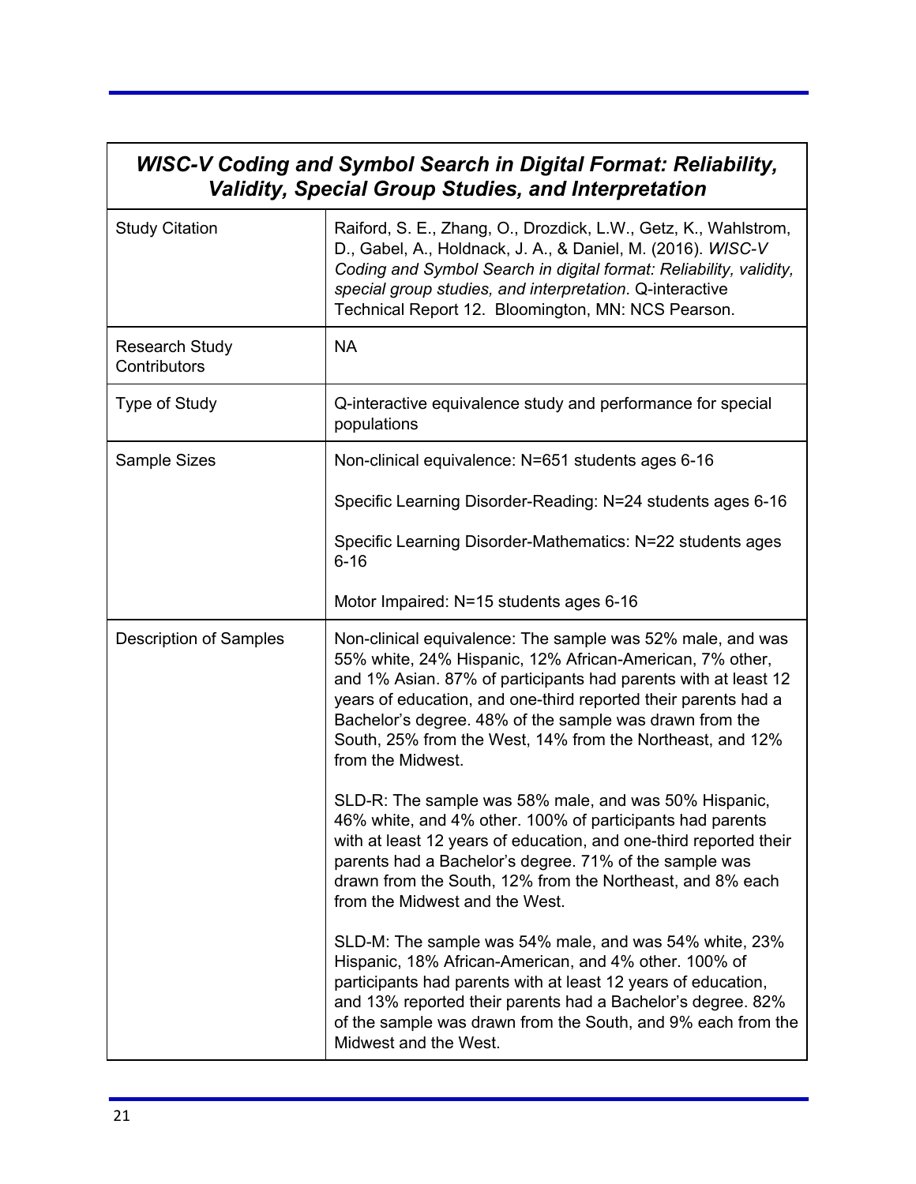| *WISC-V Coding and Symbol Search in Digital Format: Reliability, Validity, Special Group Studies, and Interpretation* | |
|---|---|
| Study Citation | Raiford, S. E., Zhang, O., Drozdick, L.W., Getz, K., Wahlstrom, D., Gabel, A., Holdnack, J. A., & Daniel, M. (2016). *WISC-V Coding and Symbol Search in digital format: Reliability, validity, special group studies, and interpretation*. Q-interactive Technical Report 12. Bloomington, MN: NCS Pearson. |
| Research Study Contributors | NA |
| Type of Study | Q-interactive equivalence study and performance for special populations |
| Sample Sizes | Non-clinical equivalence: N=651 students ages 6-16<br><br>Specific Learning Disorder-Reading: N=24 students ages 6-16<br><br>Specific Learning Disorder-Mathematics: N=22 students ages 6-16<br><br>Motor Impaired: N=15 students ages 6-16 |
| Description of Samples | Non-clinical equivalence: The sample was 52% male, and was 55% white, 24% Hispanic, 12% African-American, 7% other, and 1% Asian. 87% of participants had parents with at least 12 years of education, and one-third reported their parents had a Bachelor's degree. 48% of the sample was drawn from the South, 25% from the West, 14% from the Northeast, and 12% from the Midwest.<br><br>SLD-R: The sample was 58% male, and was 50% Hispanic, 46% white, and 4% other. 100% of participants had parents with at least 12 years of education, and one-third reported their parents had a Bachelor's degree. 71% of the sample was drawn from the South, 12% from the Northeast, and 8% each from the Midwest and the West.<br><br>SLD-M: The sample was 54% male, and was 54% white, 23% Hispanic, 18% African-American, and 4% other. 100% of participants had parents with at least 12 years of education, and 13% reported their parents had a Bachelor's degree. 82% of the sample was drawn from the South, and 9% each from the Midwest and the West. |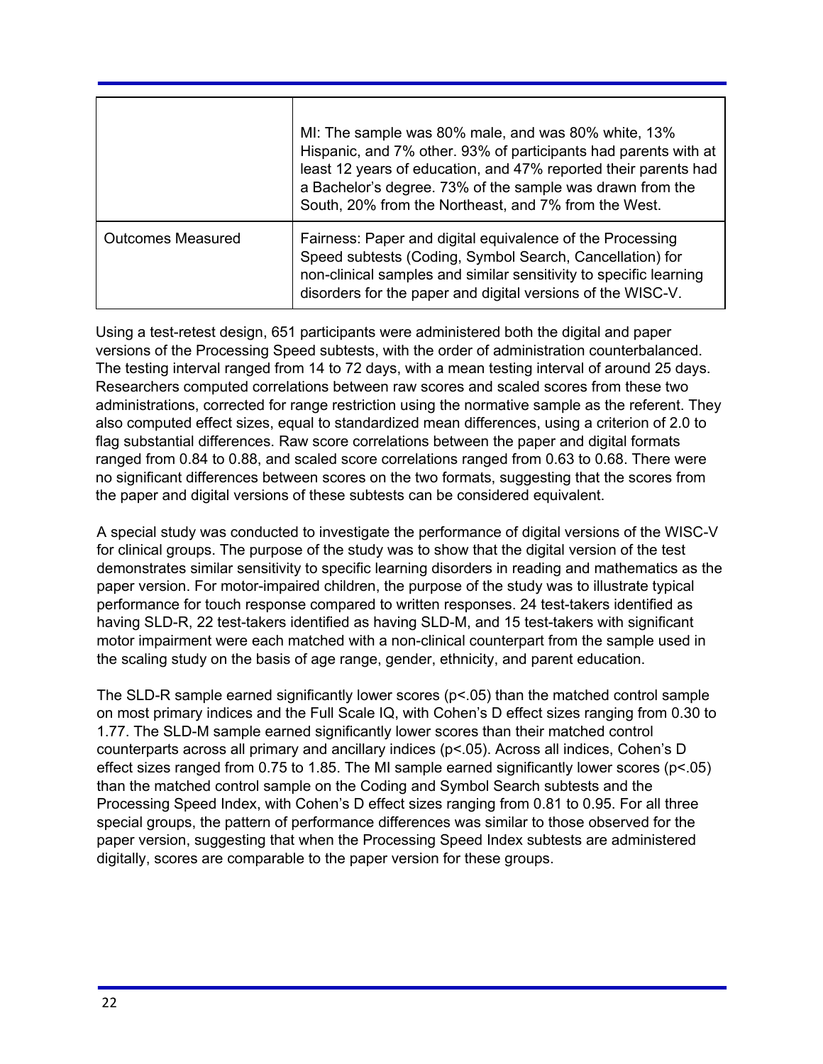| | |
|---|---|
| | MI: The sample was 80% male, and was 80% white, 13% Hispanic, and 7% other. 93% of participants had parents with at least 12 years of education, and 47% reported their parents had a Bachelor's degree. 73% of the sample was drawn from the South, 20% from the Northeast, and 7% from the West. |
| Outcomes Measured | Fairness: Paper and digital equivalence of the Processing Speed subtests (Coding, Symbol Search, Cancellation) for non-clinical samples and similar sensitivity to specific learning disorders for the paper and digital versions of the WISC-V. |

Using a test-retest design, 651 participants were administered both the digital and paper versions of the Processing Speed subtests, with the order of administration counterbalanced. The testing interval ranged from 14 to 72 days, with a mean testing interval of around 25 days. Researchers computed correlations between raw scores and scaled scores from these two administrations, corrected for range restriction using the normative sample as the referent. They also computed effect sizes, equal to standardized mean differences, using a criterion of 2.0 to flag substantial differences. Raw score correlations between the paper and digital formats ranged from 0.84 to 0.88, and scaled score correlations ranged from 0.63 to 0.68. There were no significant differences between scores on the two formats, suggesting that the scores from the paper and digital versions of these subtests can be considered equivalent.

A special study was conducted to investigate the performance of digital versions of the WISC-V for clinical groups. The purpose of the study was to show that the digital version of the test demonstrates similar sensitivity to specific learning disorders in reading and mathematics as the paper version. For motor-impaired children, the purpose of the study was to illustrate typical performance for touch response compared to written responses. 24 test-takers identified as having SLD-R, 22 test-takers identified as having SLD-M, and 15 test-takers with significant motor impairment were each matched with a non-clinical counterpart from the sample used in the scaling study on the basis of age range, gender, ethnicity, and parent education.

The SLD-R sample earned significantly lower scores ($p<.05$) than the matched control sample on most primary indices and the Full Scale IQ, with Cohen's D effect sizes ranging from 0.30 to 1.77. The SLD-M sample earned significantly lower scores than their matched control counterparts across all primary and ancillary indices ($p<.05$). Across all indices, Cohen's D effect sizes ranged from 0.75 to 1.85. The MI sample earned significantly lower scores ($p<.05$) than the matched control sample on the Coding and Symbol Search subtests and the Processing Speed Index, with Cohen's D effect sizes ranging from 0.81 to 0.95. For all three special groups, the pattern of performance differences was similar to those observed for the paper version, suggesting that when the Processing Speed Index subtests are administered digitally, scores are comparable to the paper version for these groups.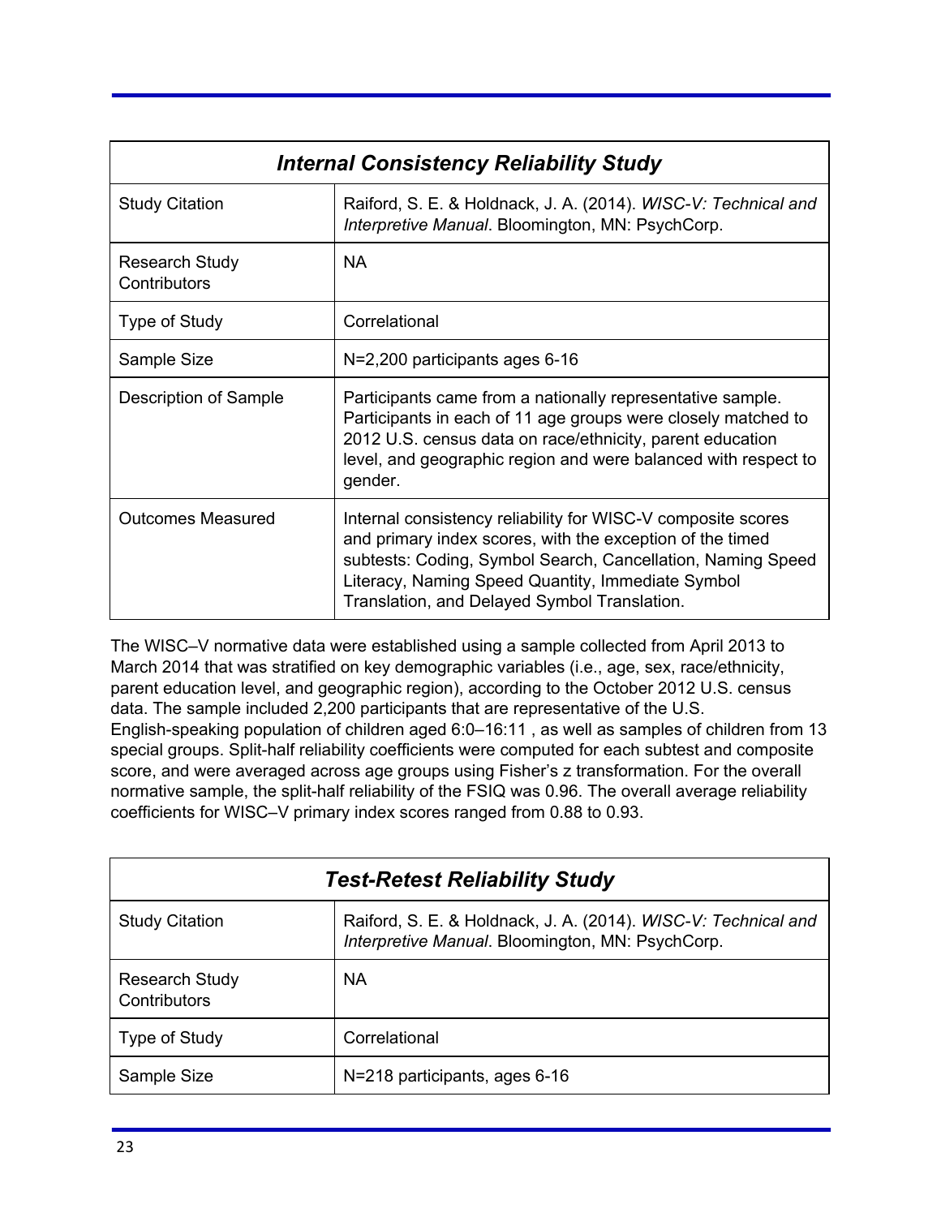| Internal Consistency Reliability Study | |
|---|---|
| Study Citation | Raiford, S. E. & Holdnack, J. A. (2014). *WISC-V: Technical and Interpretive Manual*. Bloomington, MN: PsychCorp. |
| Research Study Contributors | NA |
| Type of Study | Correlational |
| Sample Size | N=2,200 participants ages 6-16 |
| Description of Sample | Participants came from a nationally representative sample. Participants in each of 11 age groups were closely matched to 2012 U.S. census data on race/ethnicity, parent education level, and geographic region and were balanced with respect to gender. |
| Outcomes Measured | Internal consistency reliability for WISC-V composite scores and primary index scores, with the exception of the timed subtests: Coding, Symbol Search, Cancellation, Naming Speed Literacy, Naming Speed Quantity, Immediate Symbol Translation, and Delayed Symbol Translation. |

The WISC–V normative data were established using a sample collected from April 2013 to March 2014 that was stratified on key demographic variables (i.e., age, sex, race/ethnicity, parent education level, and geographic region), according to the October 2012 U.S. census data. The sample included 2,200 participants that are representative of the U.S. English-speaking population of children aged 6:0–16:11 , as well as samples of children from 13 special groups. Split-half reliability coefficients were computed for each subtest and composite score, and were averaged across age groups using Fisher's z transformation. For the overall normative sample, the split-half reliability of the FSIQ was 0.96. The overall average reliability coefficients for WISC–V primary index scores ranged from 0.88 to 0.93.

| Test-Retest Reliability Study | |
|---|---|
| Study Citation | Raiford, S. E. & Holdnack, J. A. (2014). *WISC-V: Technical and Interpretive Manual*. Bloomington, MN: PsychCorp. |
| Research Study Contributors | NA |
| Type of Study | Correlational |
| Sample Size | N=218 participants, ages 6-16 |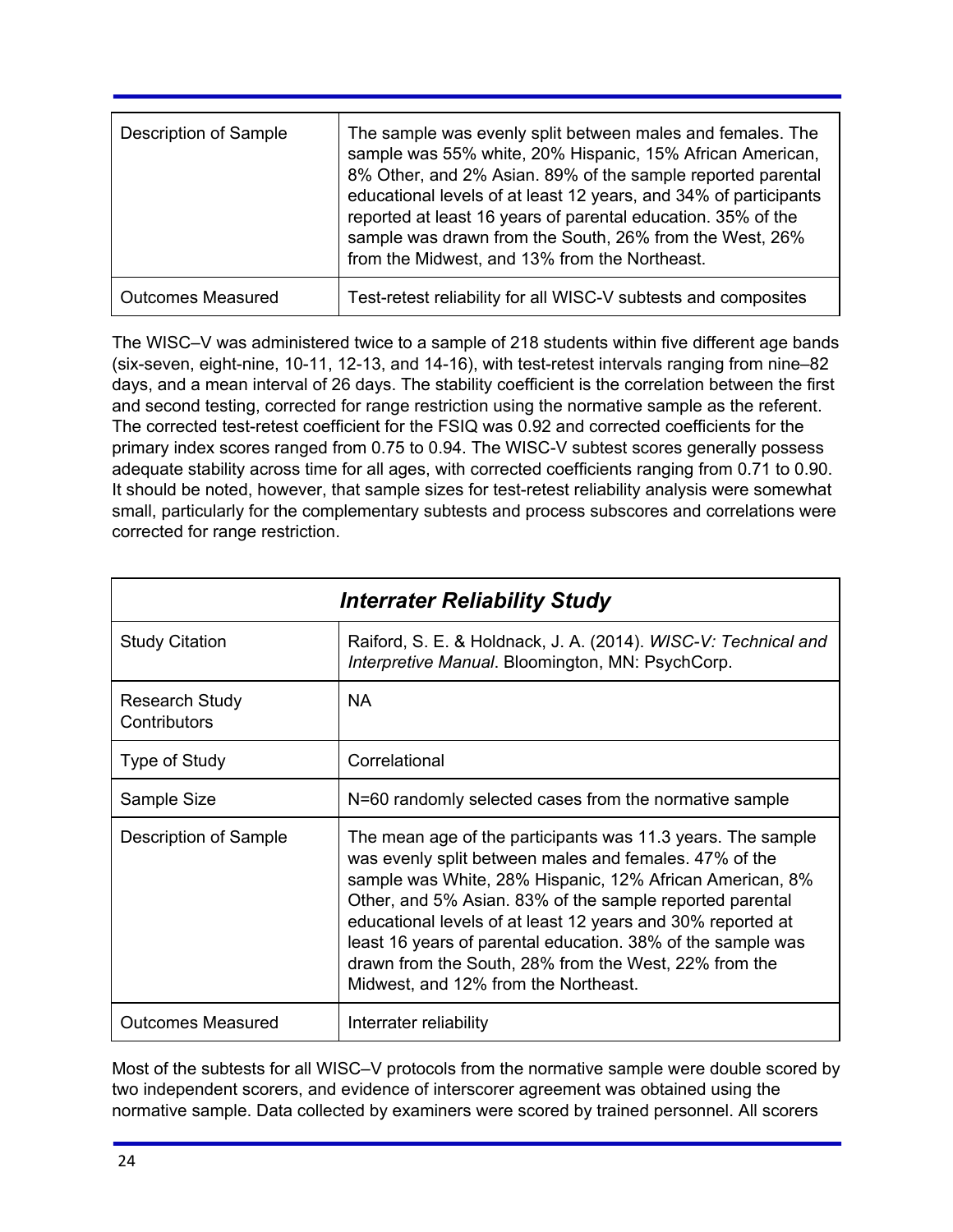| Description of Sample | The sample was evenly split between males and females. The sample was 55% white, 20% Hispanic, 15% African American, 8% Other, and 2% Asian. 89% of the sample reported parental educational levels of at least 12 years, and 34% of participants reported at least 16 years of parental education. 35% of the sample was drawn from the South, 26% from the West, 26% from the Midwest, and 13% from the Northeast. |
|---|---|
| Outcomes Measured | Test-retest reliability for all WISC-V subtests and composites |

The WISC–V was administered twice to a sample of 218 students within five different age bands (six-seven, eight-nine, 10-11, 12-13, and 14-16), with test-retest intervals ranging from nine–82 days, and a mean interval of 26 days. The stability coefficient is the correlation between the first and second testing, corrected for range restriction using the normative sample as the referent. The corrected test-retest coefficient for the FSIQ was 0.92 and corrected coefficients for the primary index scores ranged from 0.75 to 0.94. The WISC-V subtest scores generally possess adequate stability across time for all ages, with corrected coefficients ranging from 0.71 to 0.90. It should be noted, however, that sample sizes for test-retest reliability analysis were somewhat small, particularly for the complementary subtests and process subscores and correlations were corrected for range restriction.

| ***Interrater Reliability Study*** | |
|---|---|
| Study Citation | Raiford, S. E. & Holdnack, J. A. (2014). *WISC-V: Technical and Interpretive Manual*. Bloomington, MN: PsychCorp. |
| Research Study Contributors | NA |
| Type of Study | Correlational |
| Sample Size | N=60 randomly selected cases from the normative sample |
| Description of Sample | The mean age of the participants was 11.3 years. The sample was evenly split between males and females. 47% of the sample was White, 28% Hispanic, 12% African American, 8% Other, and 5% Asian. 83% of the sample reported parental educational levels of at least 12 years and 30% reported at least 16 years of parental education. 38% of the sample was drawn from the South, 28% from the West, 22% from the Midwest, and 12% from the Northeast. |
| Outcomes Measured | Interrater reliability |

Most of the subtests for all WISC–V protocols from the normative sample were double scored by two independent scorers, and evidence of interscorer agreement was obtained using the normative sample. Data collected by examiners were scored by trained personnel. All scorers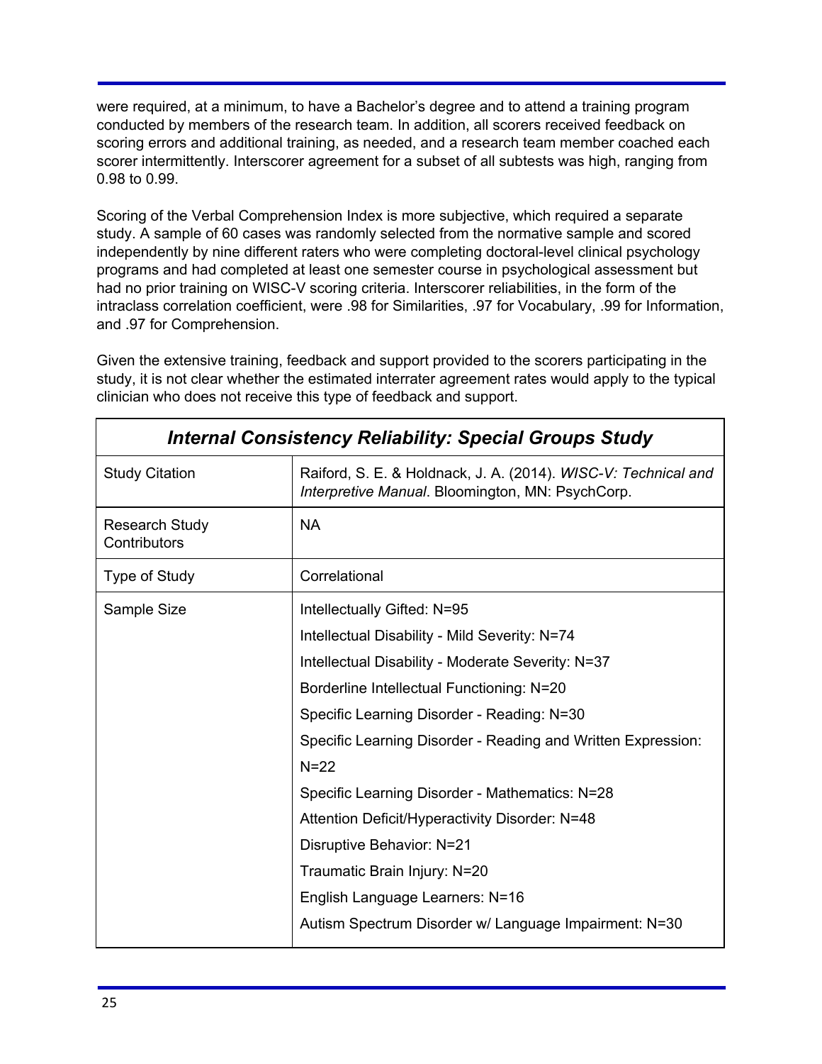were required, at a minimum, to have a Bachelor's degree and to attend a training program conducted by members of the research team. In addition, all scorers received feedback on scoring errors and additional training, as needed, and a research team member coached each scorer intermittently. Interscorer agreement for a subset of all subtests was high, ranging from 0.98 to 0.99.

Scoring of the Verbal Comprehension Index is more subjective, which required a separate study. A sample of 60 cases was randomly selected from the normative sample and scored independently by nine different raters who were completing doctoral-level clinical psychology programs and had completed at least one semester course in psychological assessment but had no prior training on WISC-V scoring criteria. Interscorer reliabilities, in the form of the intraclass correlation coefficient, were .98 for Similarities, .97 for Vocabulary, .99 for Information, and .97 for Comprehension.

Given the extensive training, feedback and support provided to the scorers participating in the study, it is not clear whether the estimated interrater agreement rates would apply to the typical clinician who does not receive this type of feedback and support.

| ***Internal Consistency Reliability: Special Groups Study*** | |
|---|---|
| Study Citation | Raiford, S. E. & Holdnack, J. A. (2014). *WISC-V: Technical and Interpretive Manual*. Bloomington, MN: PsychCorp. |
| Research Study Contributors | NA |
| Type of Study | Correlational |
| Sample Size | Intellectually Gifted: N=95<br>Intellectual Disability - Mild Severity: N=74<br>Intellectual Disability - Moderate Severity: N=37<br>Borderline Intellectual Functioning: N=20<br>Specific Learning Disorder - Reading: N=30<br>Specific Learning Disorder - Reading and Written Expression: N=22<br>Specific Learning Disorder - Mathematics: N=28<br>Attention Deficit/Hyperactivity Disorder: N=48<br>Disruptive Behavior: N=21<br>Traumatic Brain Injury: N=20<br>English Language Learners: N=16<br>Autism Spectrum Disorder w/ Language Impairment: N=30 |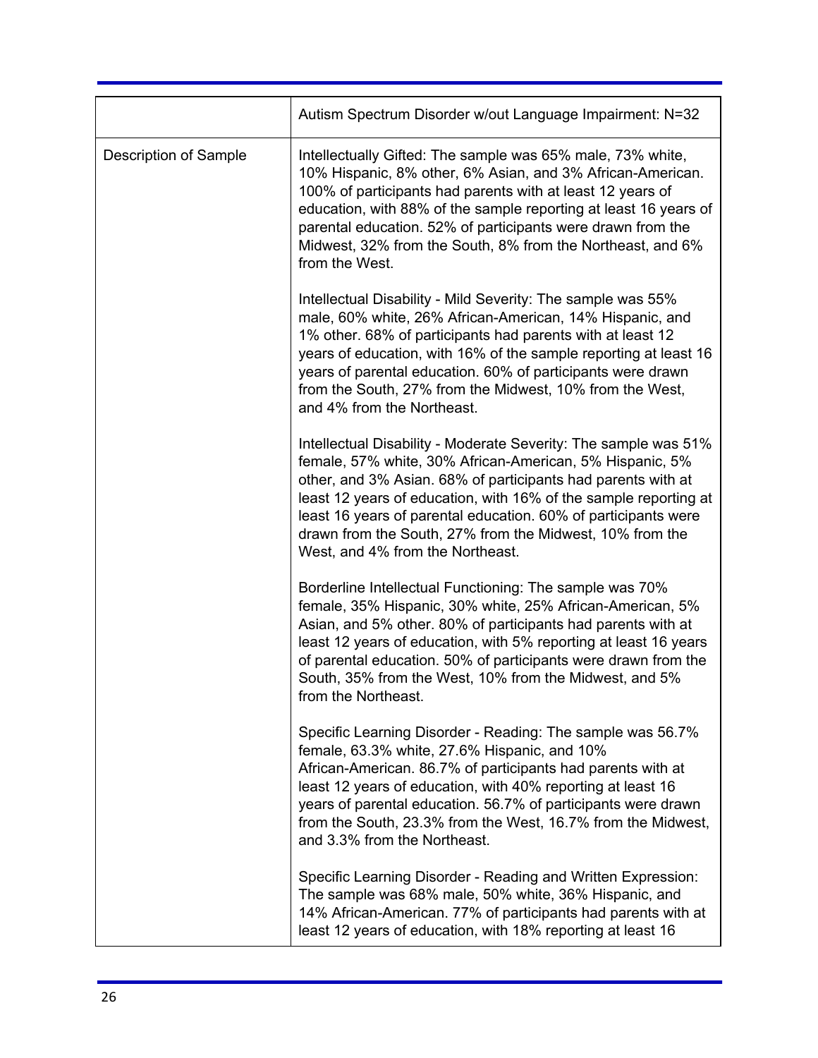| | |
|---|---|
| | Autism Spectrum Disorder w/out Language Impairment: N=32 |
| Description of Sample | Intellectually Gifted: The sample was 65% male, 73% white, 10% Hispanic, 8% other, 6% Asian, and 3% African-American. 100% of participants had parents with at least 12 years of education, with 88% of the sample reporting at least 16 years of parental education. 52% of participants were drawn from the Midwest, 32% from the South, 8% from the Northeast, and 6% from the West.<br><br>Intellectual Disability - Mild Severity: The sample was 55% male, 60% white, 26% African-American, 14% Hispanic, and 1% other. 68% of participants had parents with at least 12 years of education, with 16% of the sample reporting at least 16 years of parental education. 60% of participants were drawn from the South, 27% from the Midwest, 10% from the West, and 4% from the Northeast.<br><br>Intellectual Disability - Moderate Severity: The sample was 51% female, 57% white, 30% African-American, 5% Hispanic, 5% other, and 3% Asian. 68% of participants had parents with at least 12 years of education, with 16% of the sample reporting at least 16 years of parental education. 60% of participants were drawn from the South, 27% from the Midwest, 10% from the West, and 4% from the Northeast.<br><br>Borderline Intellectual Functioning: The sample was 70% female, 35% Hispanic, 30% white, 25% African-American, 5% Asian, and 5% other. 80% of participants had parents with at least 12 years of education, with 5% reporting at least 16 years of parental education. 50% of participants were drawn from the South, 35% from the West, 10% from the Midwest, and 5% from the Northeast.<br><br>Specific Learning Disorder - Reading: The sample was 56.7% female, 63.3% white, 27.6% Hispanic, and 10% African-American. 86.7% of participants had parents with at least 12 years of education, with 40% reporting at least 16 years of parental education. 56.7% of participants were drawn from the South, 23.3% from the West, 16.7% from the Midwest, and 3.3% from the Northeast.<br><br>Specific Learning Disorder - Reading and Written Expression: The sample was 68% male, 50% white, 36% Hispanic, and 14% African-American. 77% of participants had parents with at least 12 years of education, with 18% reporting at least 16 |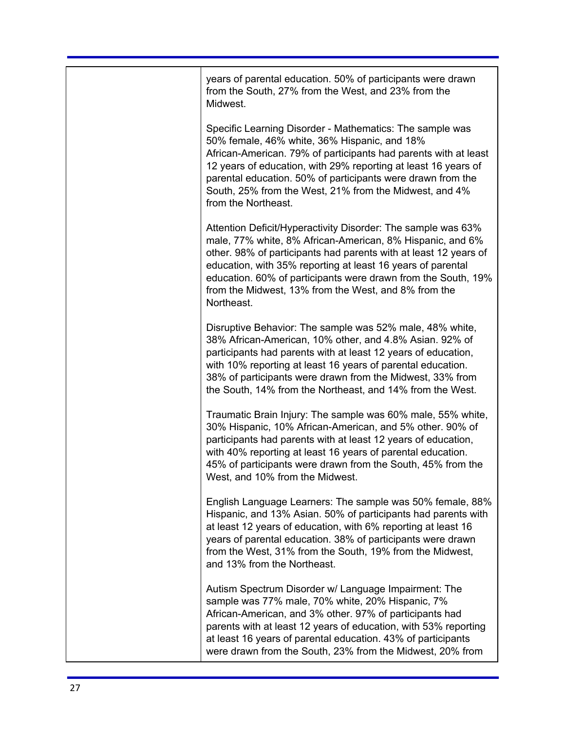| | |
|---|---|
| | years of parental education. 50% of participants were drawn from the South, 27% from the West, and 23% from the Midwest.<br><br>Specific Learning Disorder - Mathematics: The sample was 50% female, 46% white, 36% Hispanic, and 18% African-American. 79% of participants had parents with at least 12 years of education, with 29% reporting at least 16 years of parental education. 50% of participants were drawn from the South, 25% from the West, 21% from the Midwest, and 4% from the Northeast.<br><br>Attention Deficit/Hyperactivity Disorder: The sample was 63% male, 77% white, 8% African-American, 8% Hispanic, and 6% other. 98% of participants had parents with at least 12 years of education, with 35% reporting at least 16 years of parental education. 60% of participants were drawn from the South, 19% from the Midwest, 13% from the West, and 8% from the Northeast.<br><br>Disruptive Behavior: The sample was 52% male, 48% white, 38% African-American, 10% other, and 4.8% Asian. 92% of participants had parents with at least 12 years of education, with 10% reporting at least 16 years of parental education. 38% of participants were drawn from the Midwest, 33% from the South, 14% from the Northeast, and 14% from the West.<br><br>Traumatic Brain Injury: The sample was 60% male, 55% white, 30% Hispanic, 10% African-American, and 5% other. 90% of participants had parents with at least 12 years of education, with 40% reporting at least 16 years of parental education. 45% of participants were drawn from the South, 45% from the West, and 10% from the Midwest.<br><br>English Language Learners: The sample was 50% female, 88% Hispanic, and 13% Asian. 50% of participants had parents with at least 12 years of education, with 6% reporting at least 16 years of parental education. 38% of participants were drawn from the West, 31% from the South, 19% from the Midwest, and 13% from the Northeast.<br><br>Autism Spectrum Disorder w/ Language Impairment: The sample was 77% male, 70% white, 20% Hispanic, 7% African-American, and 3% other. 97% of participants had parents with at least 12 years of education, with 53% reporting at least 16 years of parental education. 43% of participants were drawn from the South, 23% from the Midwest, 20% from |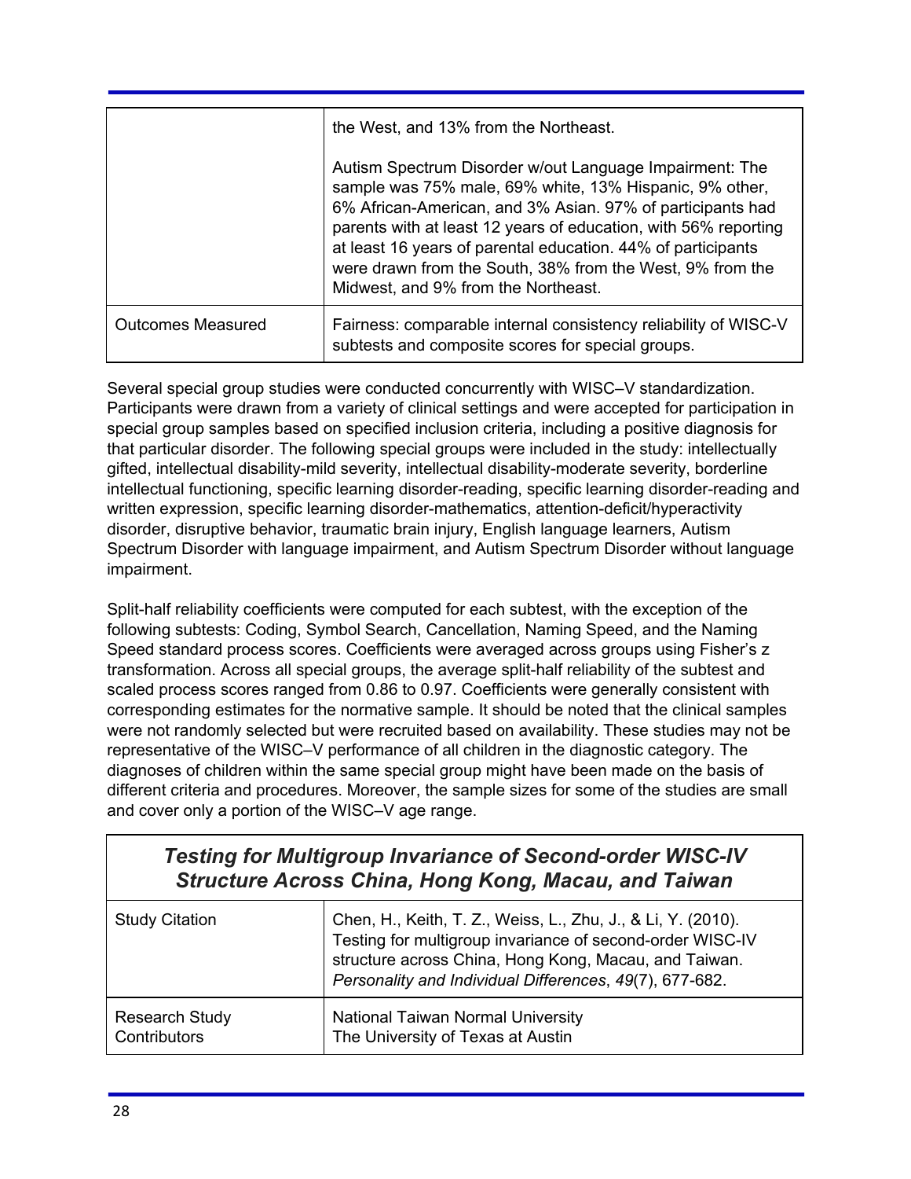| | |
|---|---|
| | the West, and 13% from the Northeast.<br><br>Autism Spectrum Disorder w/out Language Impairment: The sample was 75% male, 69% white, 13% Hispanic, 9% other, 6% African-American, and 3% Asian. 97% of participants had parents with at least 12 years of education, with 56% reporting at least 16 years of parental education. 44% of participants were drawn from the South, 38% from the West, 9% from the Midwest, and 9% from the Northeast. |
| Outcomes Measured | Fairness: comparable internal consistency reliability of WISC-V subtests and composite scores for special groups. |

Several special group studies were conducted concurrently with WISC–V standardization. Participants were drawn from a variety of clinical settings and were accepted for participation in special group samples based on specified inclusion criteria, including a positive diagnosis for that particular disorder. The following special groups were included in the study: intellectually gifted, intellectual disability-mild severity, intellectual disability-moderate severity, borderline intellectual functioning, specific learning disorder-reading, specific learning disorder-reading and written expression, specific learning disorder-mathematics, attention-deficit/hyperactivity disorder, disruptive behavior, traumatic brain injury, English language learners, Autism Spectrum Disorder with language impairment, and Autism Spectrum Disorder without language impairment.

Split-half reliability coefficients were computed for each subtest, with the exception of the following subtests: Coding, Symbol Search, Cancellation, Naming Speed, and the Naming Speed standard process scores. Coefficients were averaged across groups using Fisher's z transformation. Across all special groups, the average split-half reliability of the subtest and scaled process scores ranged from 0.86 to 0.97. Coefficients were generally consistent with corresponding estimates for the normative sample. It should be noted that the clinical samples were not randomly selected but were recruited based on availability. These studies may not be representative of the WISC–V performance of all children in the diagnostic category. The diagnoses of children within the same special group might have been made on the basis of different criteria and procedures. Moreover, the sample sizes for some of the studies are small and cover only a portion of the WISC–V age range.

### *Testing for Multigroup Invariance of Second-order WISC-IV Structure Across China, Hong Kong, Macau, and Taiwan*

| | |
|---|---|
| Study Citation | Chen, H., Keith, T. Z., Weiss, L., Zhu, J., & Li, Y. (2010). Testing for multigroup invariance of second-order WISC-IV structure across China, Hong Kong, Macau, and Taiwan. *Personality and Individual Differences*, *49*(7), 677-682. |
| Research Study Contributors | National Taiwan Normal University<br>The University of Texas at Austin |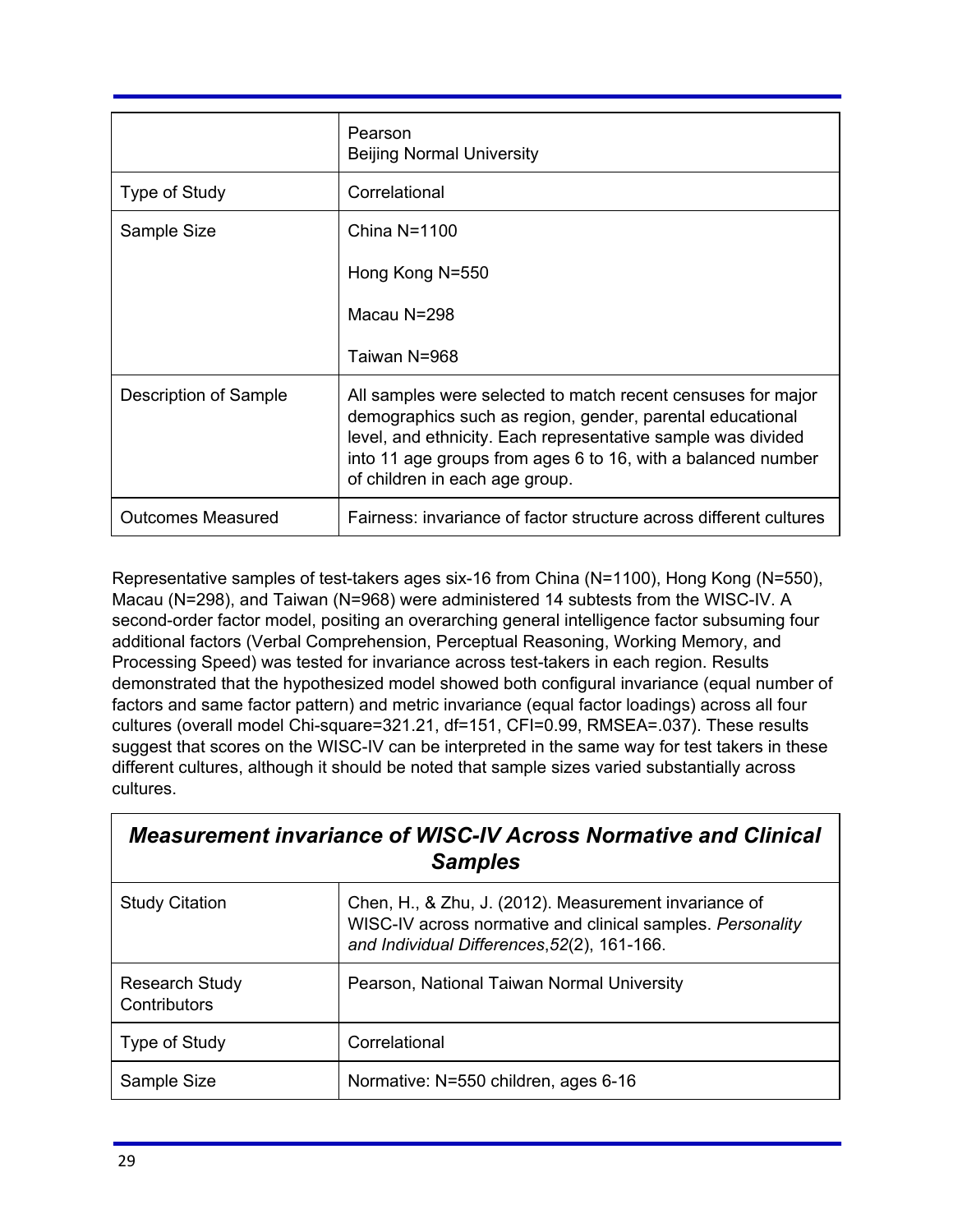| | |
|---|---|
| | Pearson<br>Beijing Normal University |
| Type of Study | Correlational |
| Sample Size | China N=1100<br><br>Hong Kong N=550<br><br>Macau N=298<br><br>Taiwan N=968 |
| Description of Sample | All samples were selected to match recent censuses for major demographics such as region, gender, parental educational level, and ethnicity. Each representative sample was divided into 11 age groups from ages 6 to 16, with a balanced number of children in each age group. |
| Outcomes Measured | Fairness: invariance of factor structure across different cultures |

Representative samples of test-takers ages six-16 from China (N=1100), Hong Kong (N=550), Macau (N=298), and Taiwan (N=968) were administered 14 subtests from the WISC-IV. A second-order factor model, positing an overarching general intelligence factor subsuming four additional factors (Verbal Comprehension, Perceptual Reasoning, Working Memory, and Processing Speed) was tested for invariance across test-takers in each region. Results demonstrated that the hypothesized model showed both configural invariance (equal number of factors and same factor pattern) and metric invariance (equal factor loadings) across all four cultures (overall model Chi-square=321.21, df=151, CFI=0.99, RMSEA=.037). These results suggest that scores on the WISC-IV can be interpreted in the same way for test takers in these different cultures, although it should be noted that sample sizes varied substantially across cultures.

| ***Measurement invariance of WISC-IV Across Normative and Clinical Samples*** | |
|---|---|
| Study Citation | Chen, H., & Zhu, J. (2012). Measurement invariance of WISC-IV across normative and clinical samples. *Personality and Individual Differences*,*52*(2), 161-166. |
| Research Study Contributors | Pearson, National Taiwan Normal University |
| Type of Study | Correlational |
| Sample Size | Normative: N=550 children, ages 6-16 |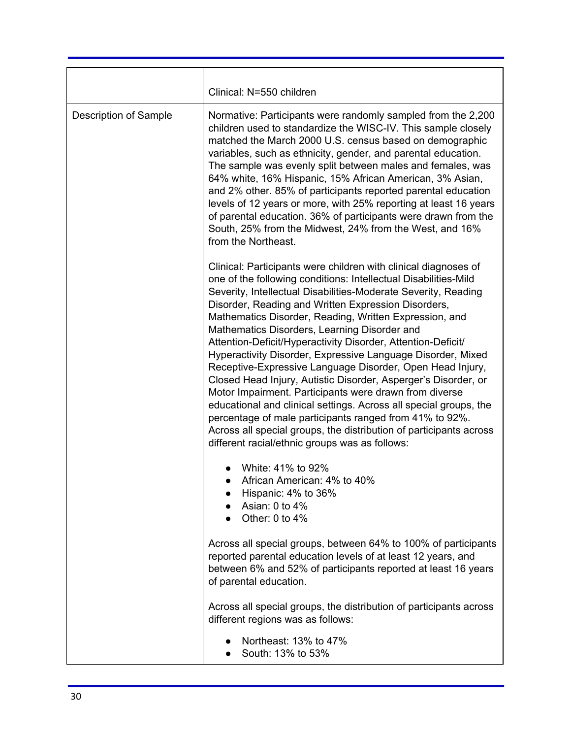| | |
|---|---|
| | Clinical: N=550 children |
| Description of Sample | Normative: Participants were randomly sampled from the 2,200 children used to standardize the WISC-IV. This sample closely matched the March 2000 U.S. census based on demographic variables, such as ethnicity, gender, and parental education. The sample was evenly split between males and females, was 64% white, 16% Hispanic, 15% African American, 3% Asian, and 2% other. 85% of participants reported parental education levels of 12 years or more, with 25% reporting at least 16 years of parental education. 36% of participants were drawn from the South, 25% from the Midwest, 24% from the West, and 16% from the Northeast.<br><br>Clinical: Participants were children with clinical diagnoses of one of the following conditions: Intellectual Disabilities-Mild Severity, Intellectual Disabilities-Moderate Severity, Reading Disorder, Reading and Written Expression Disorders, Mathematics Disorder, Reading, Written Expression, and Mathematics Disorders, Learning Disorder and Attention-Deficit/Hyperactivity Disorder, Attention-Deficit/ Hyperactivity Disorder, Expressive Language Disorder, Mixed Receptive-Expressive Language Disorder, Open Head Injury, Closed Head Injury, Autistic Disorder, Asperger's Disorder, or Motor Impairment. Participants were drawn from diverse educational and clinical settings. Across all special groups, the percentage of male participants ranged from 41% to 92%. Across all special groups, the distribution of participants across different racial/ethnic groups was as follows:<br><br>• White: 41% to 92%<br>• African American: 4% to 40%<br>• Hispanic: 4% to 36%<br>• Asian: 0 to 4%<br>• Other: 0 to 4%<br><br>Across all special groups, between 64% to 100% of participants reported parental education levels of at least 12 years, and between 6% and 52% of participants reported at least 16 years of parental education.<br><br>Across all special groups, the distribution of participants across different regions was as follows:<br><br>• Northeast: 13% to 47%<br>• South: 13% to 53% |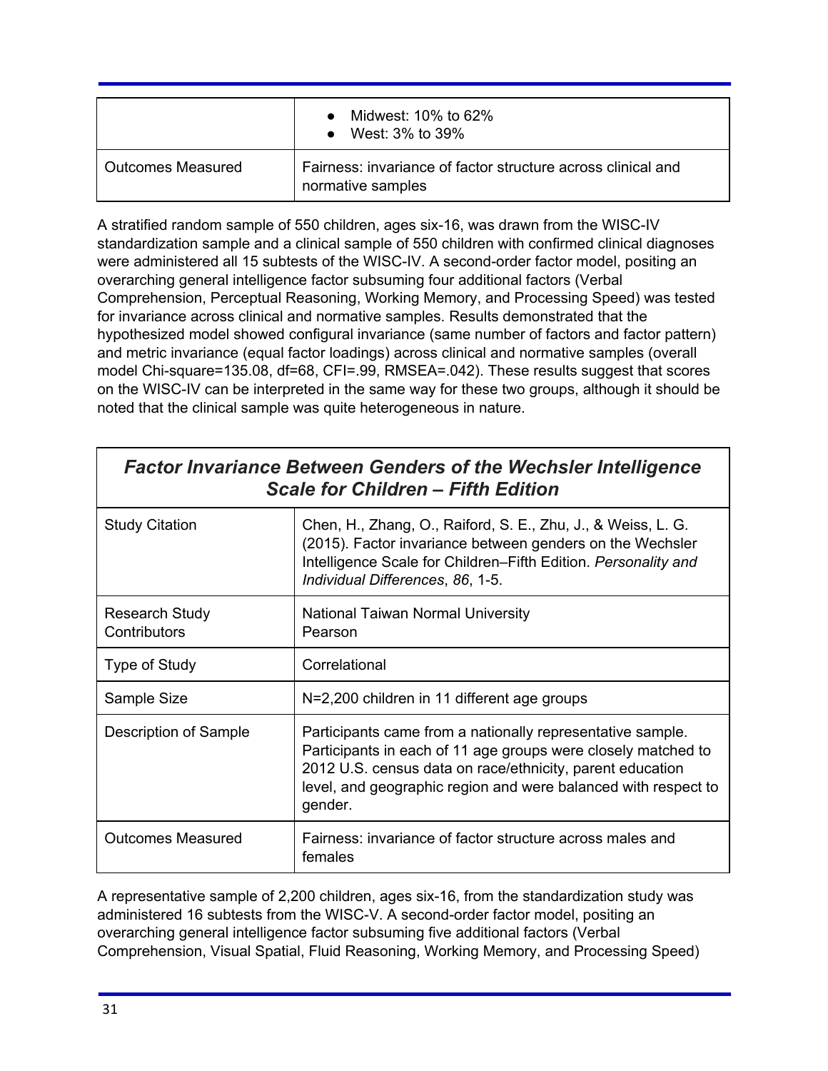| | |
|---|---|
| | • Midwest: 10% to 62%<br>• West: 3% to 39% |
| Outcomes Measured | Fairness: invariance of factor structure across clinical and normative samples |

A stratified random sample of 550 children, ages six-16, was drawn from the WISC-IV standardization sample and a clinical sample of 550 children with confirmed clinical diagnoses were administered all 15 subtests of the WISC-IV. A second-order factor model, positing an overarching general intelligence factor subsuming four additional factors (Verbal Comprehension, Perceptual Reasoning, Working Memory, and Processing Speed) was tested for invariance across clinical and normative samples. Results demonstrated that the hypothesized model showed configural invariance (same number of factors and factor pattern) and metric invariance (equal factor loadings) across clinical and normative samples (overall model Chi-square=135.08, df=68, CFI=.99, RMSEA=.042). These results suggest that scores on the WISC-IV can be interpreted in the same way for these two groups, although it should be noted that the clinical sample was quite heterogeneous in nature.

| ***Factor Invariance Between Genders of the Wechsler Intelligence Scale for Children – Fifth Edition*** | |
|---|---|
| Study Citation | Chen, H., Zhang, O., Raiford, S. E., Zhu, J., & Weiss, L. G. (2015). Factor invariance between genders on the Wechsler Intelligence Scale for Children–Fifth Edition. *Personality and Individual Differences*, *86*, 1-5. |
| Research Study Contributors | National Taiwan Normal University<br>Pearson |
| Type of Study | Correlational |
| Sample Size | N=2,200 children in 11 different age groups |
| Description of Sample | Participants came from a nationally representative sample. Participants in each of 11 age groups were closely matched to 2012 U.S. census data on race/ethnicity, parent education level, and geographic region and were balanced with respect to gender. |
| Outcomes Measured | Fairness: invariance of factor structure across males and females |

A representative sample of 2,200 children, ages six-16, from the standardization study was administered 16 subtests from the WISC-V. A second-order factor model, positing an overarching general intelligence factor subsuming five additional factors (Verbal Comprehension, Visual Spatial, Fluid Reasoning, Working Memory, and Processing Speed)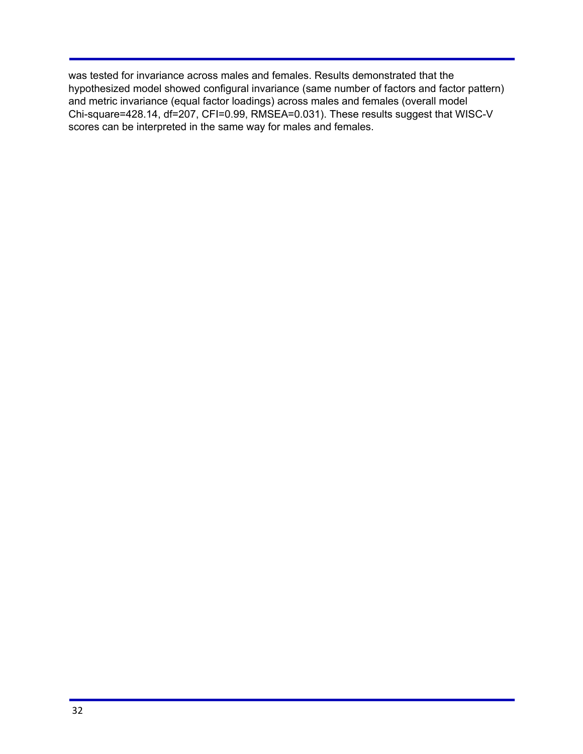was tested for invariance across males and females. Results demonstrated that the hypothesized model showed configural invariance (same number of factors and factor pattern) and metric invariance (equal factor loadings) across males and females (overall model Chi-square=428.14, df=207, CFI=0.99, RMSEA=0.031). These results suggest that WISC-V scores can be interpreted in the same way for males and females.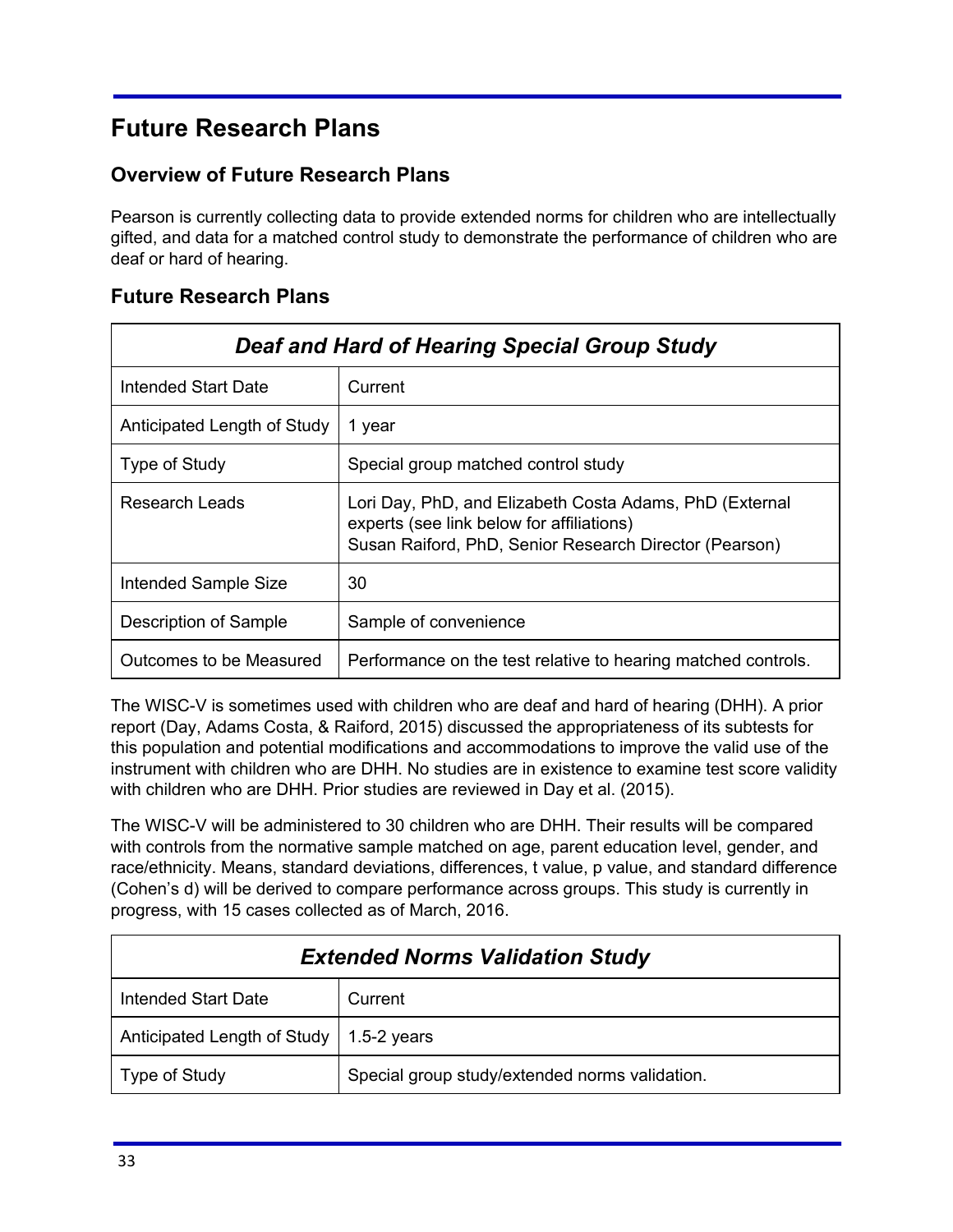# Future Research Plans

## Overview of Future Research Plans

Pearson is currently collecting data to provide extended norms for children who are intellectually gifted, and data for a matched control study to demonstrate the performance of children who are deaf or hard of hearing.

## Future Research Plans

| ***Deaf and Hard of Hearing Special Group Study*** | |
|---|---|
| Intended Start Date | Current |
| Anticipated Length of Study | 1 year |
| Type of Study | Special group matched control study |
| Research Leads | Lori Day, PhD, and Elizabeth Costa Adams, PhD (External experts (see link below for affiliations)<br>Susan Raiford, PhD, Senior Research Director (Pearson) |
| Intended Sample Size | 30 |
| Description of Sample | Sample of convenience |
| Outcomes to be Measured | Performance on the test relative to hearing matched controls. |

The WISC-V is sometimes used with children who are deaf and hard of hearing (DHH). A prior report (Day, Adams Costa, & Raiford, 2015) discussed the appropriateness of its subtests for this population and potential modifications and accommodations to improve the valid use of the instrument with children who are DHH. No studies are in existence to examine test score validity with children who are DHH. Prior studies are reviewed in Day et al. (2015).

The WISC-V will be administered to 30 children who are DHH. Their results will be compared with controls from the normative sample matched on age, parent education level, gender, and race/ethnicity. Means, standard deviations, differences, t value, p value, and standard difference (Cohen's d) will be derived to compare performance across groups. This study is currently in progress, with 15 cases collected as of March, 2016.

| ***Extended Norms Validation Study*** | |
|---|---|
| Intended Start Date | Current |
| Anticipated Length of Study | 1.5-2 years |
| Type of Study | Special group study/extended norms validation. |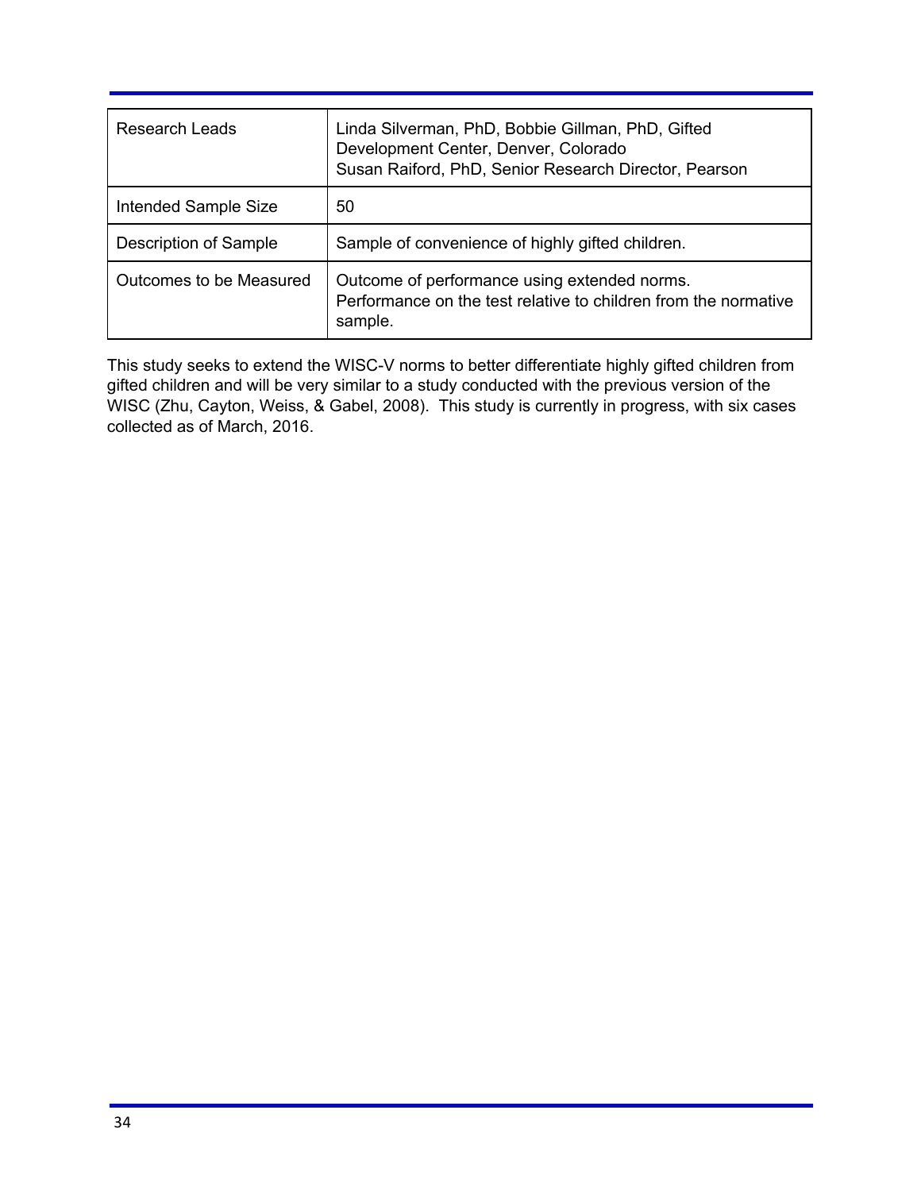| | |
|---|---|
| Research Leads | Linda Silverman, PhD, Bobbie Gillman, PhD, Gifted Development Center, Denver, Colorado<br>Susan Raiford, PhD, Senior Research Director, Pearson |
| Intended Sample Size | 50 |
| Description of Sample | Sample of convenience of highly gifted children. |
| Outcomes to be Measured | Outcome of performance using extended norms.<br>Performance on the test relative to children from the normative sample. |

This study seeks to extend the WISC-V norms to better differentiate highly gifted children from gifted children and will be very similar to a study conducted with the previous version of the WISC (Zhu, Cayton, Weiss, & Gabel, 2008). This study is currently in progress, with six cases collected as of March, 2016.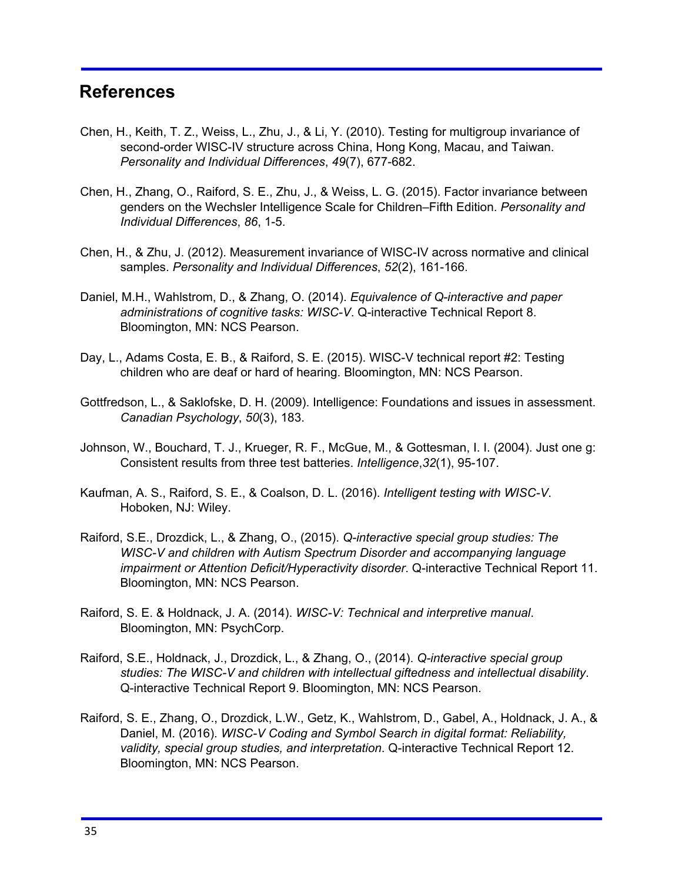## References

Chen, H., Keith, T. Z., Weiss, L., Zhu, J., & Li, Y. (2010). Testing for multigroup invariance of second-order WISC-IV structure across China, Hong Kong, Macau, and Taiwan. *Personality and Individual Differences*, *49*(7), 677-682.

Chen, H., Zhang, O., Raiford, S. E., Zhu, J., & Weiss, L. G. (2015). Factor invariance between genders on the Wechsler Intelligence Scale for Children–Fifth Edition. *Personality and Individual Differences*, *86*, 1-5.

Chen, H., & Zhu, J. (2012). Measurement invariance of WISC-IV across normative and clinical samples. *Personality and Individual Differences*, *52*(2), 161-166.

Daniel, M.H., Wahlstrom, D., & Zhang, O. (2014). *Equivalence of Q-interactive and paper administrations of cognitive tasks: WISC-V*. Q-interactive Technical Report 8. Bloomington, MN: NCS Pearson.

Day, L., Adams Costa, E. B., & Raiford, S. E. (2015). WISC-V technical report #2: Testing children who are deaf or hard of hearing. Bloomington, MN: NCS Pearson.

Gottfredson, L., & Saklofske, D. H. (2009). Intelligence: Foundations and issues in assessment. *Canadian Psychology*, *50*(3), 183.

Johnson, W., Bouchard, T. J., Krueger, R. F., McGue, M., & Gottesman, I. I. (2004). Just one g: Consistent results from three test batteries. *Intelligence*,*32*(1), 95-107.

Kaufman, A. S., Raiford, S. E., & Coalson, D. L. (2016). *Intelligent testing with WISC-V*. Hoboken, NJ: Wiley.

Raiford, S.E., Drozdick, L., & Zhang, O., (2015). *Q-interactive special group studies: The WISC-V and children with Autism Spectrum Disorder and accompanying language impairment or Attention Deficit/Hyperactivity disorder*. Q-interactive Technical Report 11. Bloomington, MN: NCS Pearson.

Raiford, S. E. & Holdnack, J. A. (2014). *WISC-V: Technical and interpretive manual*. Bloomington, MN: PsychCorp.

Raiford, S.E., Holdnack, J., Drozdick, L., & Zhang, O., (2014). *Q-interactive special group studies: The WISC-V and children with intellectual giftedness and intellectual disability*. Q-interactive Technical Report 9. Bloomington, MN: NCS Pearson.

Raiford, S. E., Zhang, O., Drozdick, L.W., Getz, K., Wahlstrom, D., Gabel, A., Holdnack, J. A., & Daniel, M. (2016). *WISC-V Coding and Symbol Search in digital format: Reliability, validity, special group studies, and interpretation*. Q-interactive Technical Report 12. Bloomington, MN: NCS Pearson.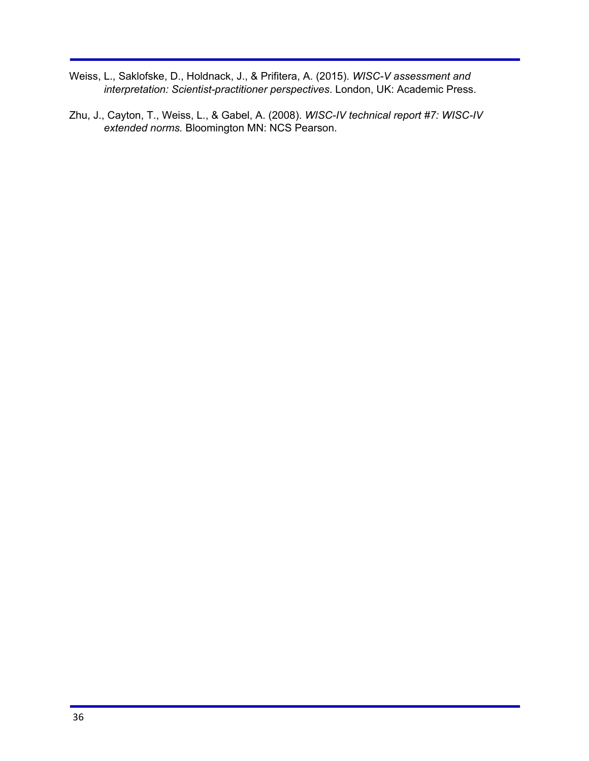Weiss, L., Saklofske, D., Holdnack, J., & Prifitera, A. (2015). *WISC-V assessment and interpretation: Scientist-practitioner perspectives*. London, UK: Academic Press.

Zhu, J., Cayton, T., Weiss, L., & Gabel, A. (2008). *WISC-IV technical report #7: WISC-IV extended norms.* Bloomington MN: NCS Pearson.